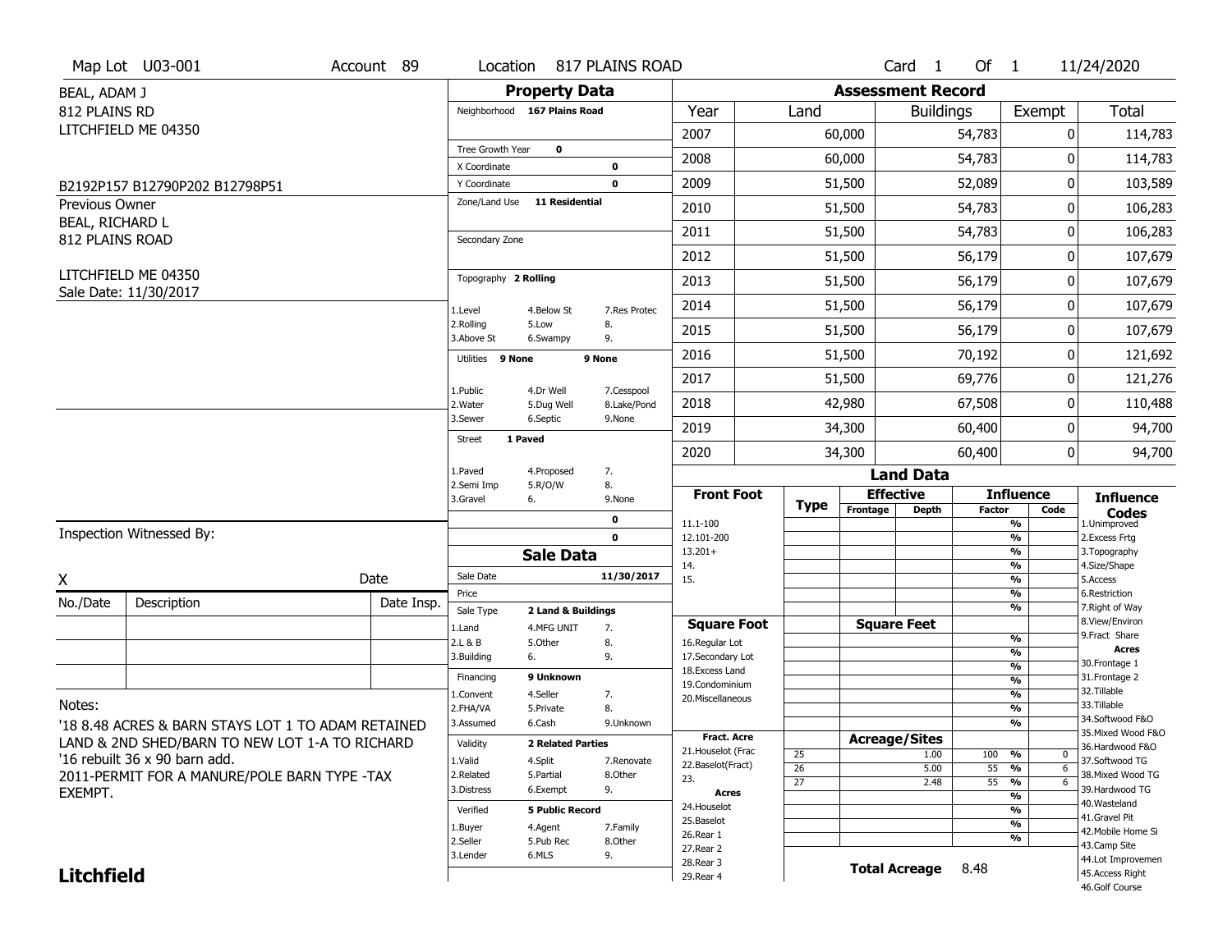Map Lot U03-001 | Account 89 | Location 817 PLAINS ROAD | Card 1 Of 1 | 11/24/2020

BEAL, ADAM J
812 PLAINS RD
LITCHFIELD ME 04350

B2192P157 B12790P202 B12798P51

Previous Owner
BEAL, RICHARD L
812 PLAINS ROAD

LITCHFIELD ME 04350
Sale Date: 11/30/2017

## Property Data

Neighborhood **167 Plains Road**

Tree Growth Year **0**
X Coordinate **0**
Y Coordinate **0**
Zone/Land Use **11 Residential**

Secondary Zone

Topography **2 Rolling**

1.Level 4.Below St 7.Res Protec
2.Rolling 5.Low 8.
3.Above St 6.Swampy 9.

Utilities **9 None** **9 None**

1.Public 4.Dr Well 7.Cesspool
2.Water 5.Dug Well 8.Lake/Pond
3.Sewer 6.Septic 9.None

Street **1 Paved**

1.Paved 4.Proposed 7.
2.Semi Imp 5.R/O/W 8.
3.Gravel 6. 9.None

**0**
**0**

## Sale Data

Sale Date **11/30/2017**
Price
Sale Type **2 Land & Buildings**

1.Land 4.MFG UNIT 7.
2.L & B 5.Other 8.
3.Building 6. 9.

Financing **9 Unknown**

1.Convent 4.Seller 7.
2.FHA/VA 5.Private 8.
3.Assumed 6.Cash 9.Unknown

Validity **2 Related Parties**

1.Valid 4.Split 7.Renovate
2.Related 5.Partial 8.Other
3.Distress 6.Exempt 9.

Verified **5 Public Record**

1.Buyer 4.Agent 7.Family
2.Seller 5.Pub Rec 8.Other
3.Lender 6.MLS 9.

## Assessment Record

| Year | Land | Buildings | Exempt | Total |
|---|---|---|---|---|
| 2007 | 60,000 | 54,783 | 0 | 114,783 |
| 2008 | 60,000 | 54,783 | 0 | 114,783 |
| 2009 | 51,500 | 52,089 | 0 | 103,589 |
| 2010 | 51,500 | 54,783 | 0 | 106,283 |
| 2011 | 51,500 | 54,783 | 0 | 106,283 |
| 2012 | 51,500 | 56,179 | 0 | 107,679 |
| 2013 | 51,500 | 56,179 | 0 | 107,679 |
| 2014 | 51,500 | 56,179 | 0 | 107,679 |
| 2015 | 51,500 | 56,179 | 0 | 107,679 |
| 2016 | 51,500 | 70,192 | 0 | 121,692 |
| 2017 | 51,500 | 69,776 | 0 | 121,276 |
| 2018 | 42,980 | 67,508 | 0 | 110,488 |
| 2019 | 34,300 | 60,400 | 0 | 94,700 |
| 2020 | 34,300 | 60,400 | 0 | 94,700 |

## Land Data

| Front Foot | Type | Effective Frontage | Effective Depth | Influence Factor | Influence Code |
|---|---|---|---|---|---|
| 11.1-100 | | | | % | |
| 12.101-200 | | | | % | |
| 13.201+ | | | | % | |
| 14. | | | | % | |
| 15. | | | | % | |
| | | | | % | |
| | | | | % | |
| **Square Foot** | | **Square Feet** | | | |
| 16.Regular Lot | | | | % | |
| 17.Secondary Lot | | | | % | |
| 18.Excess Land | | | | % | |
| 19.Condominium | | | | % | |
| 20.Miscellaneous | | | | % | |
| | | | | % | |
| | | | | % | |
| **Fract. Acre** | | **Acreage/Sites** | | | |
| 21.Houselot (Frac | 25 | | 1.00 | 100 % | 0 |
| 22.Baselot(Fract) | 26 | | 5.00 | 55 % | 6 |
| 23. | 27 | | 2.48 | 55 % | 6 |
| **Acres** | | | | % | |
| 24.Houselot | | | | % | |
| 25.Baselot | | | | % | |
| 26.Rear 1 | | | | % | |
| 27.Rear 2 | | | | | |
| 28.Rear 3 | | | | | |
| 29.Rear 4 | | | | | |

**Total Acreage** 8.48

**Influence Codes**
1.Unimproved
2.Excess Frtg
3.Topography
4.Size/Shape
5.Access
6.Restriction
7.Right of Way
8.View/Environ
9.Fract Share
**Acres**
30.Frontage 1
31.Frontage 2
32.Tillable
33.Tillable
34.Softwood F&O
35.Mixed Wood F&O
36.Hardwood F&O
37.Softwood TG
38.Mixed Wood TG
39.Hardwood TG
40.Wasteland
41.Gravel Pit
42.Mobile Home Si
43.Camp Site
44.Lot Improvemen
45.Access Right
46.Golf Course

Inspection Witnessed By:

X Date

| No./Date | Description | Date Insp. |
|---|---|---|
| | | |
| | | |
| | | |

Notes:
'18 8.48 ACRES & BARN STAYS LOT 1 TO ADAM RETAINED LAND & 2ND SHED/BARN TO NEW LOT 1-A TO RICHARD
'16 rebuilt 36 x 90 barn add.
2011-PERMIT FOR A MANURE/POLE BARN TYPE -TAX EXEMPT.

**Litchfield**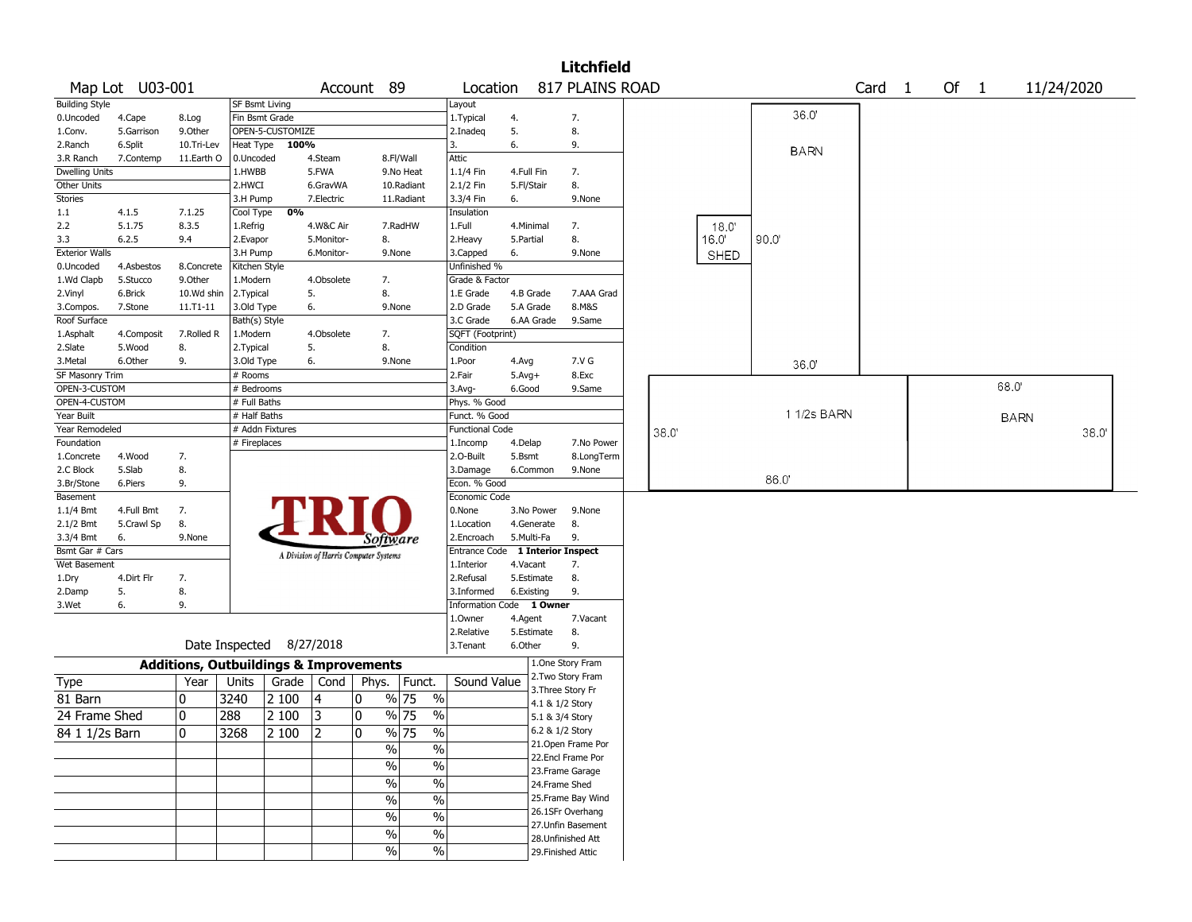# Litchfield

**Map Lot** U03-001 **Account** 89 **Location** 817 PLAINS ROAD **Card** 1 **Of** 1 11/24/2020

| Building Style | | | SF Bsmt Living | | | Layout | | |
|---|---|---|---|---|---|---|---|---|
| 0.Uncoded | 4.Cape | 8.Log | Fin Bsmt Grade | | | 1.Typical | 4. | 7. |
| 1.Conv. | 5.Garrison | 9.Other | OPEN-5-CUSTOMIZE | | | 2.Inadeq | 5. | 8. |
| 2.Ranch | 6.Split | 10.Tri-Lev | Heat Type 100% | | | 3. | 6. | 9. |
| 3.R Ranch | 7.Contemp | 11.Earth O | 0.Uncoded | 4.Steam | 8.Fl/Wall | Attic | | |
| Dwelling Units | | | 1.HWBB | 5.FWA | 9.No Heat | 1.1/4 Fin | 4.Full Fin | 7. |
| Other Units | | | 2.HWCI | 6.GravWA | 10.Radiant | 2.1/2 Fin | 5.Fl/Stair | 8. |
| Stories | | | 3.H Pump | 7.Electric | 11.Radiant | 3.3/4 Fin | 6. | 9.None |
| 1.1 | 4.1.5 | 7.1.25 | Cool Type 0% | | | Insulation | | |
| 2.2 | 5.1.75 | 8.3.5 | 1.Refrig | 4.W&C Air | 7.RadHW | 1.Full | 4.Minimal | 7. |
| 3.3 | 6.2.5 | 9.4 | 2.Evapor | 5.Monitor- | 8. | 2.Heavy | 5.Partial | 8. |
| Exterior Walls | | | 3.H Pump | 6.Monitor- | 9.None | 3.Capped | 6. | 9.None |
| 0.Uncoded | 4.Asbestos | 8.Concrete | Kitchen Style | | | Unfinished % | | |
| 1.Wd Clapb | 5.Stucco | 9.Other | 1.Modern | 4.Obsolete | 7. | Grade & Factor | | |
| 2.Vinyl | 6.Brick | 10.Wd shin | 2.Typical | 5. | 8. | 1.E Grade | 4.B Grade | 7.AAA Grad |
| 3.Compos. | 7.Stone | 11.T1-11 | 3.Old Type | 6. | 9.None | 2.D Grade | 5.A Grade | 8.M&S |
| Roof Surface | | | Bath(s) Style | | | 3.C Grade | 6.AA Grade | 9.Same |
| 1.Asphalt | 4.Composit | 7.Rolled R | 1.Modern | 4.Obsolete | 7. | SQFT (Footprint) | | |
| 2.Slate | 5.Wood | 8. | 2.Typical | 5. | 8. | Condition | | |
| 3.Metal | 6.Other | 9. | 3.Old Type | 6. | 9.None | 1.Poor | 4.Avg | 7.V G |
| SF Masonry Trim | | | # Rooms | | | 2.Fair | 5.Avg+ | 8.Exc |
| OPEN-3-CUSTOM | | | # Bedrooms | | | 3.Avg- | 6.Good | 9.Same |
| OPEN-4-CUSTOM | | | # Full Baths | | | Phys. % Good | | |
| Year Built | | | # Half Baths | | | Funct. % Good | | |
| Year Remodeled | | | # Addn Fixtures | | | Functional Code | | |
| Foundation | | | # Fireplaces | | | 1.Incomp | 4.Delap | 7.No Power |
| 1.Concrete | 4.Wood | 7. | | | | 2.O-Built | 5.Bsmt | 8.LongTerm |
| 2.C Block | 5.Slab | 8. | | | | 3.Damage | 6.Common | 9.None |
| 3.Br/Stone | 6.Piers | 9. | | | | Econ. % Good | | |
| Basement | | | | | | Economic Code | | |
| 1.1/4 Bmt | 4.Full Bmt | 7. | | | | 0.None | 3.No Power | 9.None |
| 2.1/2 Bmt | 5.Crawl Sp | 8. | | | | 1.Location | 4.Generate | 8. |
| 3.3/4 Bmt | 6. | 9.None | | | | 2.Encroach | 5.Multi-Fa | 9. |
| Bsmt Gar # Cars | | | | | | Entrance Code 1 Interior Inspect | | |
| Wet Basement | | | | | | 1.Interior | 4.Vacant | 7. |
| 1.Dry | 4.Dirt Flr | 7. | | | | 2.Refusal | 5.Estimate | 8. |
| 2.Damp | 5. | 8. | | | | 3.Informed | 6.Existing | 9. |
| 3.Wet | 6. | 9. | | | | Information Code 1 Owner | | |
| | | | | | | 1.Owner | 4.Agent | 7.Vacant |
| | | | | | | 2.Relative | 5.Estimate | 8. |
| Date Inspected 8/27/2018 | | | | | | 3.Tenant | 6.Other | 9. |

TRIO Software — A Division of Harris Computer Systems

## Additions, Outbuildings & Improvements

| Type | Year | Units | Grade | Cond | Phys. | Funct. | Sound Value |
|---|---|---|---|---|---|---|---|
| 81 Barn | 0 | 3240 | 2 100 | 4 | 0 % | 75 % | |
| 24 Frame Shed | 0 | 288 | 2 100 | 3 | 0 % | 75 % | |
| 84 1 1/2s Barn | 0 | 3268 | 2 100 | 2 | 0 % | 75 % | |
| | | | | | % | % | |
| | | | | | % | % | |
| | | | | | % | % | |
| | | | | | % | % | |
| | | | | | % | % | |
| | | | | | % | % | |
| | | | | | % | % | |

1.One Story Fram
2.Two Story Fram
3.Three Story Fr
4.1 & 1/2 Story
5.1 & 3/4 Story
6.2 & 1/2 Story
21.Open Frame Por
22.Encl Frame Por
23.Frame Garage
24.Frame Shed
25.Frame Bay Wind
26.1SFr Overhang
27.Unfin Basement
28.Unfinished Att
29.Finished Attic

Sketch: BARN 36.0' x 90.0'; SHED 18.0' x 16.0'; 1 1/2s BARN 86.0' x 38.0'; BARN 68.0' x 38.0'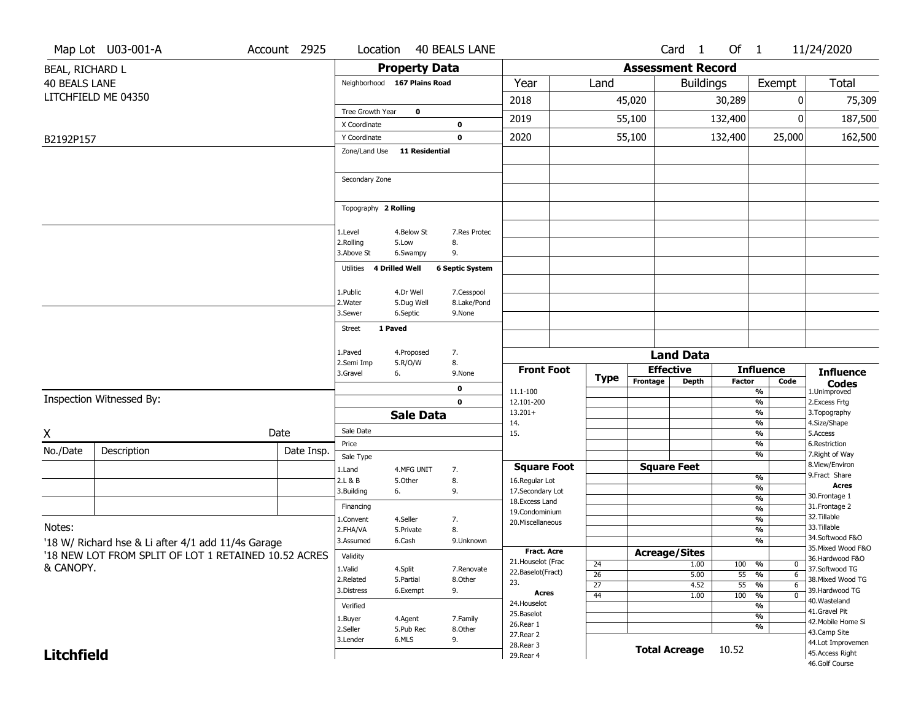Map Lot U03-001-A | Account 2925 | Location 40 BEALS LANE | Card 1 Of 1 | 11/24/2020

BEAL, RICHARD L
40 BEALS LANE
LITCHFIELD ME 04350

B2192P157

## Property Data

| | |
|---|---|
| Neighborhood | 167 Plains Road |
| Tree Growth Year | 0 |
| X Coordinate | 0 |
| Y Coordinate | 0 |
| Zone/Land Use | 11 Residential |
| Secondary Zone | |
| Topography | 2 Rolling |
| Utilities | 4 Drilled Well, 6 Septic System |
| Street | 1 Paved |

Topography codes: 1.Level, 2.Rolling, 3.Above St, 4.Below St, 5.Low, 6.Swampy, 7.Res Protec, 8., 9.

Utilities codes: 1.Public, 2.Water, 3.Sewer, 4.Dr Well, 5.Dug Well, 6.Septic, 7.Cesspool, 8.Lake/Pond, 9.None

Street codes: 1.Paved, 2.Semi Imp, 3.Gravel, 4.Proposed, 5.R/O/W, 6., 7., 8., 9.None

0
0

## Assessment Record

| Year | Land | Buildings | Exempt | Total |
|---|---|---|---|---|
| 2018 | 45,020 | 30,289 | 0 | 75,309 |
| 2019 | 55,100 | 132,400 | 0 | 187,500 |
| 2020 | 55,100 | 132,400 | 25,000 | 162,500 |

## Sale Data

Sale Date:
Price:

Sale Type: 1.Land, 2.L & B, 3.Building, 4.MFG UNIT, 5.Other, 6., 7., 8., 9.

Financing: 1.Convent, 2.FHA/VA, 3.Assumed, 4.Seller, 5.Private, 6.Cash, 7., 8., 9.Unknown

Validity: 1.Valid, 2.Related, 3.Distress, 4.Split, 5.Partial, 6.Exempt, 7.Renovate, 8.Other, 9.

Verified: 1.Buyer, 2.Seller, 3.Lender, 4.Agent, 5.Pub Rec, 6.MLS, 7.Family, 8.Other, 9.

## Land Data

Front Foot: 11.1-100, 12.101-200, 13.201+, 14., 15.

Square Foot: 16.Regular Lot, 17.Secondary Lot, 18.Excess Land, 19.Condominium, 20.Miscellaneous

Fract. Acre: 21.Houselot (Frac, 22.Baselot(Fract), 23.

Acres: 24.Houselot, 25.Baselot, 26.Rear 1, 27.Rear 2, 28.Rear 3, 29.Rear 4

### Acreage/Sites

| Type | Acreage/Sites | Influence Factor | Code |
|---|---|---|---|
| 24 | 1.00 | 100 % | 0 |
| 26 | 5.00 | 55 % | 6 |
| 27 | 4.52 | 55 % | 6 |
| 44 | 1.00 | 100 % | 0 |

**Total Acreage** 10.52

### Influence Codes

1.Unimproved, 2.Excess Frtg, 3.Topography, 4.Size/Shape, 5.Access, 6.Restriction, 7.Right of Way, 8.View/Environ, 9.Fract Share

**Acres:** 30.Frontage 1, 31.Frontage 2, 32.Tillable, 33.Tillable, 34.Softwood F&O, 35.Mixed Wood F&O, 36.Hardwood F&O, 37.Softwood TG, 38.Mixed Wood TG, 39.Hardwood TG, 40.Wasteland, 41.Gravel Pit, 42.Mobile Home Si, 43.Camp Site, 44.Lot Improvemen, 45.Access Right, 46.Golf Course

Inspection Witnessed By:

X ______ Date ______

| No./Date | Description | Date Insp. |
|---|---|---|
| | | |
| | | |
| | | |

Notes:
'18 W/ Richard hse & Li after 4/1 add 11/4s Garage
'18 NEW LOT FROM SPLIT OF LOT 1 RETAINED 10.52 ACRES & CANOPY.

**Litchfield**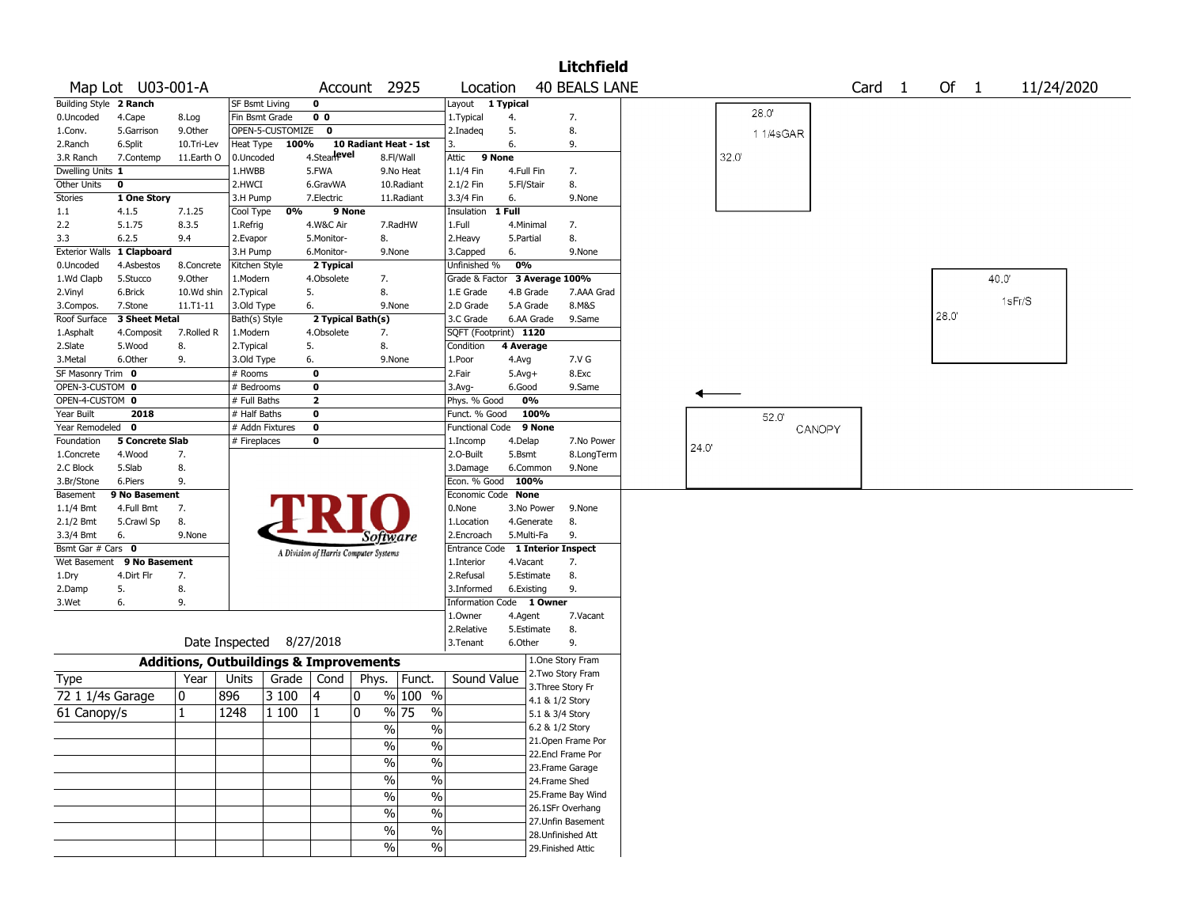# Litchfield

**Map Lot** U03-001-A **Account** 2925 **Location** 40 BEALS LANE **Card** 1 **Of** 1 11/24/2020

| | | | | | | | | | | |
|---|---|---|---|---|---|---|---|---|---|---|
| Building Style | 2 Ranch | | SF Bsmt Living | 0 | | | Layout | 1 Typical | | |
| 0.Uncoded | 4.Cape | 8.Log | Fin Bsmt Grade | 0 0 | | | 1.Typical | 4. | 7. | |
| 1.Conv. | 5.Garrison | 9.Other | OPEN-5-CUSTOMIZE | 0 | | | 2.Inadeq | 5. | 8. | |
| 2.Ranch | 6.Split | 10.Tri-Lev | Heat Type | 100% | 10 Radiant Heat - 1st level | | 3. | 6. | 9. | |
| 3.R Ranch | 7.Contemp | 11.Earth O | 0.Uncoded | 4.Steam | 8.Fl/Wall | | Attic | 9 None | | |
| Dwelling Units | 1 | | 1.HWBB | 5.FWA | 9.No Heat | | 1.1/4 Fin | 4.Full Fin | 7. | |
| Other Units | 0 | | 2.HWCI | 6.GravWA | 10.Radiant | | 2.1/2 Fin | 5.Fl/Stair | 8. | |
| Stories | 1 One Story | | 3.H Pump | 7.Electric | 11.Radiant | | 3.3/4 Fin | 6. | 9.None | |
| 1.1 | 4.1.5 | 7.1.25 | Cool Type | 0% | 9 None | | Insulation | 1 Full | | |
| 2.2 | 5.1.75 | 8.3.5 | 1.Refrig | 4.W&C Air | 7.RadHW | | 1.Full | 4.Minimal | 7. | |
| 3.3 | 6.2.5 | 9.4 | 2.Evapor | 5.Monitor- | 8. | | 2.Heavy | 5.Partial | 8. | |
| Exterior Walls | 1 Clapboard | | 3.H Pump | 6.Monitor- | 9.None | | 3.Capped | 6. | 9.None | |
| 0.Uncoded | 4.Asbestos | 8.Concrete | Kitchen Style | 2 Typical | | | Unfinished % | 0% | | |
| 1.Wd Clapb | 5.Stucco | 9.Other | 1.Modern | 4.Obsolete | 7. | | Grade & Factor | 3 Average 100% | | |
| 2.Vinyl | 6.Brick | 10.Wd shin | 2.Typical | 5. | 8. | | 1.E Grade | 4.B Grade | 7.AAA Grad | |
| 3.Compos. | 7.Stone | 11.T1-11 | 3.Old Type | 6. | 9.None | | 2.D Grade | 5.A Grade | 8.M&S | |
| Roof Surface | 3 Sheet Metal | | Bath(s) Style | 2 Typical Bath(s) | | | 3.C Grade | 6.AA Grade | 9.Same | |
| 1.Asphalt | 4.Composit | 7.Rolled R | 1.Modern | 4.Obsolete | 7. | | SQFT (Footprint) | 1120 | | |
| 2.Slate | 5.Wood | 8. | 2.Typical | 5. | 8. | | Condition | 4 Average | | |
| 3.Metal | 6.Other | 9. | 3.Old Type | 6. | 9.None | | 1.Poor | 4.Avg | 7.V G | |
| SF Masonry Trim | 0 | | # Rooms | 0 | | | 2.Fair | 5.Avg+ | 8.Exc | |
| OPEN-3-CUSTOM | 0 | | # Bedrooms | 0 | | | 3.Avg- | 6.Good | 9.Same | |
| OPEN-4-CUSTOM | 0 | | # Full Baths | 2 | | | Phys. % Good | 0% | | |
| Year Built | 2018 | | # Half Baths | 0 | | | Funct. % Good | 100% | | |
| Year Remodeled | 0 | | # Addn Fixtures | 0 | | | Functional Code | 9 None | | |
| Foundation | 5 Concrete Slab | | # Fireplaces | 0 | | | 1.Incomp | 4.Delap | 7.No Power | |
| 1.Concrete | 4.Wood | 7. | | | | | 2.O-Built | 5.Bsmt | 8.LongTerm | |
| 2.C Block | 5.Slab | 8. | | | | | 3.Damage | 6.Common | 9.None | |
| 3.Br/Stone | 6.Piers | 9. | | | | | Econ. % Good | 100% | | |
| Basement | 9 No Basement | | | | | | Economic Code | None | | |
| 1.1/4 Bmt | 4.Full Bmt | 7. | | | | | 0.None | 3.No Power | 9.None | |
| 2.1/2 Bmt | 5.Crawl Sp | 8. | | | | | 1.Location | 4.Generate | 8. | |
| 3.3/4 Bmt | 6. | 9.None | | | | | 2.Encroach | 5.Multi-Fa | 9. | |
| Bsmt Gar # Cars | 0 | | | | | | Entrance Code | 1 Interior Inspect | | |
| Wet Basement | 9 No Basement | | | | | | 1.Interior | 4.Vacant | 7. | |
| 1.Dry | 4.Dirt Flr | 7. | | | | | 2.Refusal | 5.Estimate | 8. | |
| 2.Damp | 5. | 8. | | | | | 3.Informed | 6.Existing | 9. | |
| 3.Wet | 6. | 9. | | | | | Information Code | 1 Owner | | |
| | | | | | | | 1.Owner | 4.Agent | 7.Vacant | |
| | | | | | | | 2.Relative | 5.Estimate | 8. | |
| | | | | | | | 3.Tenant | 6.Other | 9. | |

TRIO Software — A Division of Harris Computer Systems

Date Inspected 8/27/2018

## Additions, Outbuildings & Improvements

| Type | Year | Units | Grade | Cond | Phys. | Funct. | Sound Value |
|---|---|---|---|---|---|---|---|
| 72 1 1/4s Garage | 0 | 896 | 3 100 | 4 | 0 % | 100 % | |
| 61 Canopy/s | 1 | 1248 | 1 100 | 1 | 0 % | 75 % | |
| | | | | | % | % | |
| | | | | | % | % | |
| | | | | | % | % | |
| | | | | | % | % | |
| | | | | | % | % | |
| | | | | | % | % | |
| | | | | | % | % | |
| | | | | | % | % | |

1.One Story Fram
2.Two Story Fram
3.Three Story Fr
4.1 & 1/2 Story
5.1 & 3/4 Story
6.2 & 1/2 Story
21.Open Frame Por
22.Encl Frame Por
23.Frame Garage
24.Frame Shed
25.Frame Bay Wind
26.1SFr Overhang
27.Unfin Basement
28.Unfinished Att
29.Finished Attic

Sketch: 28.0' × 32.0' 1 1/4sGAR; 40.0' × 28.0' 1sFr/S; 52.0' × 24.0' CANOPY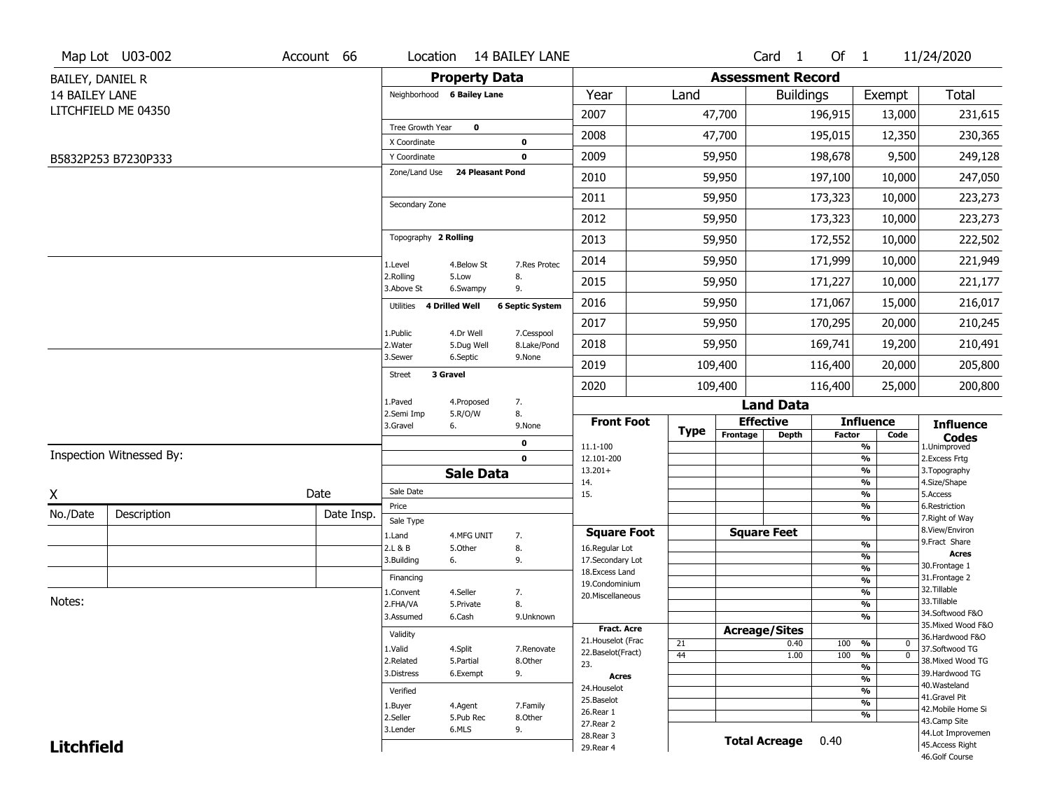Map Lot U03-002 | Account 66 | Location 14 BAILEY LANE | Card 1 Of 1 | 11/24/2020

BAILEY, DANIEL R
14 BAILEY LANE
LITCHFIELD ME 04350

B5832P253 B7230P333

## Property Data

Neighborhood **6 Bailey Lane**

Tree Growth Year **0**
X Coordinate **0**
Y Coordinate **0**
Zone/Land Use **24 Pleasant Pond**

Secondary Zone

Topography **2 Rolling**

1.Level 4.Below St 7.Res Protec
2.Rolling 5.Low 8.
3.Above St 6.Swampy 9.

Utilities **4 Drilled Well** **6 Septic System**

1.Public 4.Dr Well 7.Cesspool
2.Water 5.Dug Well 8.Lake/Pond
3.Sewer 6.Septic 9.None

Street **3 Gravel**

1.Paved 4.Proposed 7.
2.Semi Imp 5.R/O/W 8.
3.Gravel 6. 9.None

0
0

## Sale Data

Sale Date
Price
Sale Type
1.Land 4.MFG UNIT 7.
2.L & B 5.Other 8.
3.Building 6. 9.

Financing
1.Convent 4.Seller 7.
2.FHA/VA 5.Private 8.
3.Assumed 6.Cash 9.Unknown

Validity
1.Valid 4.Split 7.Renovate
2.Related 5.Partial 8.Other
3.Distress 6.Exempt 9.

Verified
1.Buyer 4.Agent 7.Family
2.Seller 5.Pub Rec 8.Other
3.Lender 6.MLS 9.

Inspection Witnessed By:

X Date

| No./Date | Description | Date Insp. |
|---|---|---|
| | | |
| | | |
| | | |

Notes:

## Assessment Record

| Year | Land | Buildings | Exempt | Total |
|---|---|---|---|---|
| 2007 | 47,700 | 196,915 | 13,000 | 231,615 |
| 2008 | 47,700 | 195,015 | 12,350 | 230,365 |
| 2009 | 59,950 | 198,678 | 9,500 | 249,128 |
| 2010 | 59,950 | 197,100 | 10,000 | 247,050 |
| 2011 | 59,950 | 173,323 | 10,000 | 223,273 |
| 2012 | 59,950 | 173,323 | 10,000 | 223,273 |
| 2013 | 59,950 | 172,552 | 10,000 | 222,502 |
| 2014 | 59,950 | 171,999 | 10,000 | 221,949 |
| 2015 | 59,950 | 171,227 | 10,000 | 221,177 |
| 2016 | 59,950 | 171,067 | 15,000 | 216,017 |
| 2017 | 59,950 | 170,295 | 20,000 | 210,245 |
| 2018 | 59,950 | 169,741 | 19,200 | 210,491 |
| 2019 | 109,400 | 116,400 | 20,000 | 205,800 |
| 2020 | 109,400 | 116,400 | 25,000 | 200,800 |

## Land Data

| Front Foot | Type | Effective Frontage | Effective Depth | Influence Factor | Influence Code |
|---|---|---|---|---|---|
| 11.1-100 | | | | % | |
| 12.101-200 | | | | % | |
| 13.201+ | | | | % | |
| 14. | | | | % | |
| 15. | | | | % | |
| | | | | % | |
| **Square Foot** | | **Square Feet** | | | |
| 16.Regular Lot | | | | % | |
| 17.Secondary Lot | | | | % | |
| 18.Excess Land | | | | % | |
| 19.Condominium | | | | % | |
| 20.Miscellaneous | | | | % | |
| | | | | % | |
| | | | | % | |
| **Fract. Acre** | | **Acreage/Sites** | | | |
| 21.Houselot (Frac | 21 | | 0.40 | 100 % | 0 |
| 22.Baselot(Fract) | 44 | | 1.00 | 100 % | 0 |
| 23. | | | | % | |
| **Acres** | | | | % | |
| 24.Houselot | | | | % | |
| 25.Baselot | | | | % | |
| 26.Rear 1 | | | | % | |
| 27.Rear 2 | | | | | |
| 28.Rear 3 | | | | | |
| 29.Rear 4 | | | | | |

**Total Acreage** 0.40

**Influence Codes**
1.Unimproved
2.Excess Frtg
3.Topography
4.Size/Shape
5.Access
6.Restriction
7.Right of Way
8.View/Environ
9.Fract Share

**Acres**
30.Frontage 1
31.Frontage 2
32.Tillable
33.Tillable
34.Softwood F&O
35.Mixed Wood F&O
36.Hardwood F&O
37.Softwood TG
38.Mixed Wood TG
39.Hardwood TG
40.Wasteland
41.Gravel Pit
42.Mobile Home Si
43.Camp Site
44.Lot Improvemen
45.Access Right
46.Golf Course

**Litchfield**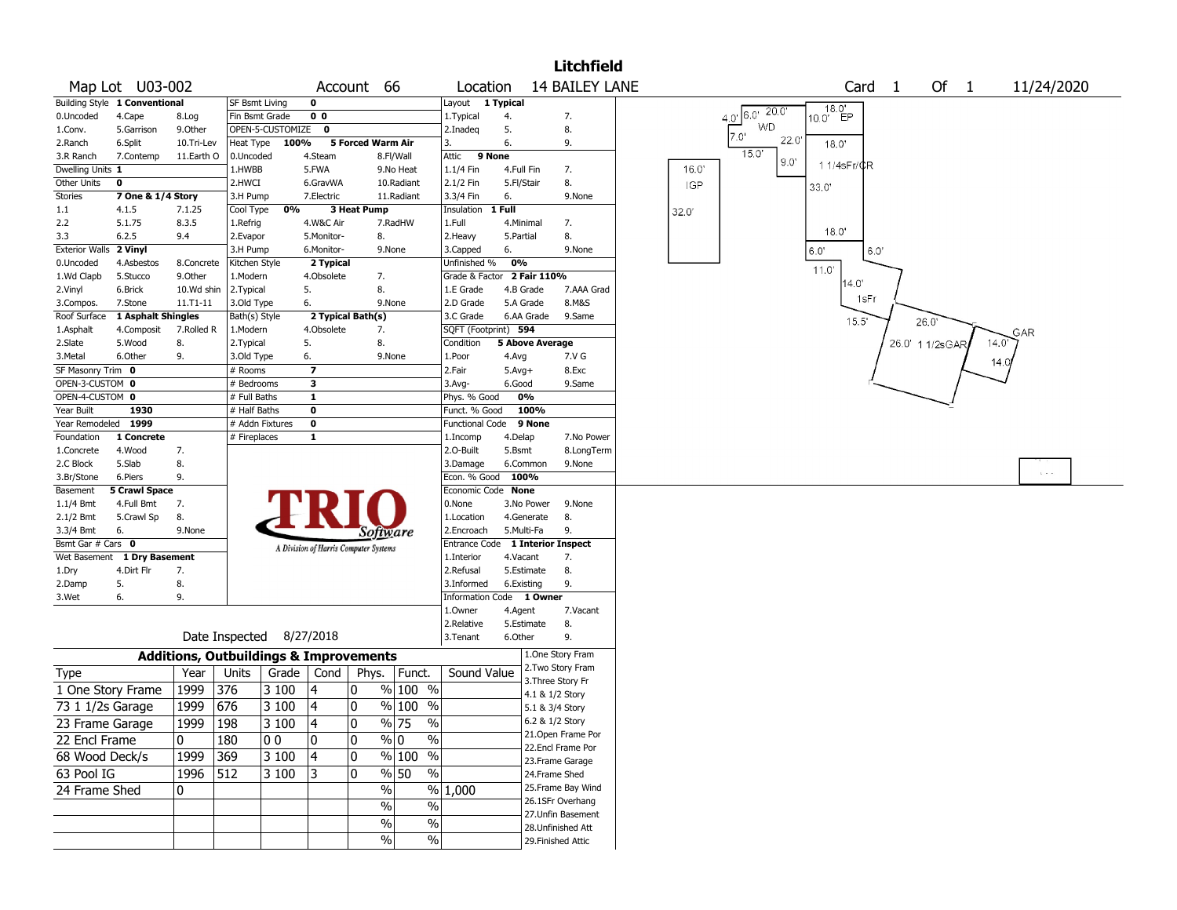# Litchfield

**Map Lot** U03-002 **Account** 66 **Location** 14 BAILEY LANE **Card** 1 **Of** 1 11/24/2020

| Building Style | 1 Conventional | | SF Bsmt Living | 0 | | Layout | 1 Typical | |
|---|---|---|---|---|---|---|---|---|
| 0.Uncoded | 4.Cape | 8.Log | Fin Bsmt Grade | 0 0 | | 1.Typical | 4. | 7. |
| 1.Conv. | 5.Garrison | 9.Other | OPEN-5-CUSTOMIZE | 0 | | 2.Inadeq | 5. | 8. |
| 2.Ranch | 6.Split | 10.Tri-Lev | Heat Type 100% | 5 Forced Warm Air | | 3. | 6. | 9. |
| 3.R Ranch | 7.Contemp | 11.Earth O | 0.Uncoded | 4.Steam | 8.Fl/Wall | Attic | 9 None | |
| Dwelling Units | 1 | | 1.HWBB | 5.FWA | 9.No Heat | 1.1/4 Fin | 4.Full Fin | 7. |
| Other Units | 0 | | 2.HWCI | 6.GravWA | 10.Radiant | 2.1/2 Fin | 5.Fl/Stair | 8. |
| Stories | 7 One & 1/4 Story | | 3.H Pump | 7.Electric | 11.Radiant | 3.3/4 Fin | 6. | 9.None |
| 1.1 | 4.1.5 | 7.1.25 | Cool Type 0% | 3 Heat Pump | | Insulation | 1 Full | |
| 2.2 | 5.1.75 | 8.3.5 | 1.Refrig | 4.W&C Air | 7.RadHW | 1.Full | 4.Minimal | 7. |
| 3.3 | 6.2.5 | 9.4 | 2.Evapor | 5.Monitor- | 8. | 2.Heavy | 5.Partial | 8. |
| Exterior Walls | 2 Vinyl | | 3.H Pump | 6.Monitor- | 9.None | 3.Capped | 6. | 9.None |
| 0.Uncoded | 4.Asbestos | 8.Concrete | Kitchen Style | 2 Typical | | Unfinished % | 0% | |
| 1.Wd Clapb | 5.Stucco | 9.Other | 1.Modern | 4.Obsolete | 7. | Grade & Factor | 2 Fair 110% | |
| 2.Vinyl | 6.Brick | 10.Wd shin | 2.Typical | 5. | 8. | 1.E Grade | 4.B Grade | 7.AAA Grad |
| 3.Compos. | 7.Stone | 11.T1-11 | 3.Old Type | 6. | 9.None | 2.D Grade | 5.A Grade | 8.M&S |
| Roof Surface | 1 Asphalt Shingles | | Bath(s) Style | 2 Typical Bath(s) | | 3.C Grade | 6.AA Grade | 9.Same |
| 1.Asphalt | 4.Composit | 7.Rolled R | 1.Modern | 4.Obsolete | 7. | SQFT (Footprint) | 594 | |
| 2.Slate | 5.Wood | 8. | 2.Typical | 5. | 8. | Condition | 5 Above Average | |
| 3.Metal | 6.Other | 9. | 3.Old Type | 6. | 9.None | 1.Poor | 4.Avg | 7.V G |
| SF Masonry Trim | 0 | | # Rooms | 7 | | 2.Fair | 5.Avg+ | 8.Exc |
| OPEN-3-CUSTOM | 0 | | # Bedrooms | 3 | | 3.Avg- | 6.Good | 9.Same |
| OPEN-4-CUSTOM | 0 | | # Full Baths | 1 | | Phys. % Good | 0% | |
| Year Built | 1930 | | # Half Baths | 0 | | Funct. % Good | 100% | |
| Year Remodeled | 1999 | | # Addn Fixtures | 0 | | Functional Code | 9 None | |
| Foundation | 1 Concrete | | # Fireplaces | 1 | | 1.Incomp | 4.Delap | 7.No Power |
| 1.Concrete | 4.Wood | 7. | | | | 2.O-Built | 5.Bsmt | 8.LongTerm |
| 2.C Block | 5.Slab | 8. | | | | 3.Damage | 6.Common | 9.None |
| 3.Br/Stone | 6.Piers | 9. | | | | Econ. % Good | 100% | |
| Basement | 5 Crawl Space | | | | | Economic Code | None | |
| 1.1/4 Bmt | 4.Full Bmt | 7. | | | | 0.None | 3.No Power | 9.None |
| 2.1/2 Bmt | 5.Crawl Sp | 8. | | | | 1.Location | 4.Generate | 8. |
| 3.3/4 Bmt | 6. | 9.None | | | | 2.Encroach | 5.Multi-Fa | 9. |
| Bsmt Gar # Cars | 0 | | | | | Entrance Code | 1 Interior Inspect | |
| Wet Basement | 1 Dry Basement | | | | | 1.Interior | 4.Vacant | 7. |
| 1.Dry | 4.Dirt Flr | 7. | | | | 2.Refusal | 5.Estimate | 8. |
| 2.Damp | 5. | 8. | | | | 3.Informed | 6.Existing | 9. |
| 3.Wet | 6. | 9. | | | | Information Code | 1 Owner | |
| | | | | | | 1.Owner | 4.Agent | 7.Vacant |
| | | | | | | 2.Relative | 5.Estimate | 8. |
| | Date Inspected | 8/27/2018 | | | | 3.Tenant | 6.Other | 9. |

TRIO Software — A Division of Harris Computer Systems

## Additions, Outbuildings & Improvements

| Type | Year | Units | Grade | Cond | Phys. | Funct. | Sound Value |
|---|---|---|---|---|---|---|---|
| 1 One Story Frame | 1999 | 376 | 3 100 | 4 | 0 % | 100 % | |
| 73 1 1/2s Garage | 1999 | 676 | 3 100 | 4 | 0 % | 100 % | |
| 23 Frame Garage | 1999 | 198 | 3 100 | 4 | 0 % | 75 % | |
| 22 Encl Frame | 0 | 180 | 0 0 | 0 | 0 % | 0 % | |
| 68 Wood Deck/s | 1999 | 369 | 3 100 | 4 | 0 % | 100 % | |
| 63 Pool IG | 1996 | 512 | 3 100 | 3 | 0 % | 50 % | |
| 24 Frame Shed | 0 | | | | % | % | 1,000 |
| | | | | | % | % | |
| | | | | | % | % | |
| | | | | | % | % | |

1.One Story Fram
2.Two Story Fram
3.Three Story Fr
4.1 & 1/2 Story
5.1 & 3/4 Story
6.2 & 1/2 Story
21.Open Frame Por
22.Encl Frame Por
23.Frame Garage
24.Frame Shed
25.Frame Bay Wind
26.1SFr Overhang
27.Unfin Basement
28.Unfinished Att
29.Finished Attic

Sketch labels: 20.0' 6.0' 4.0' WD 7.0' 22.0' 15.0' 9.0' 18.0' 10.0' EP 18.0' 1 1/4sFr/CR 33.0' 16.0' IGP 32.0' 18.0' 6.0' 6.0' 11.0' 14.0' 1sFr 15.5' 26.0' 26.0' 1 1/2sGAR 14.0' GAR 14.0'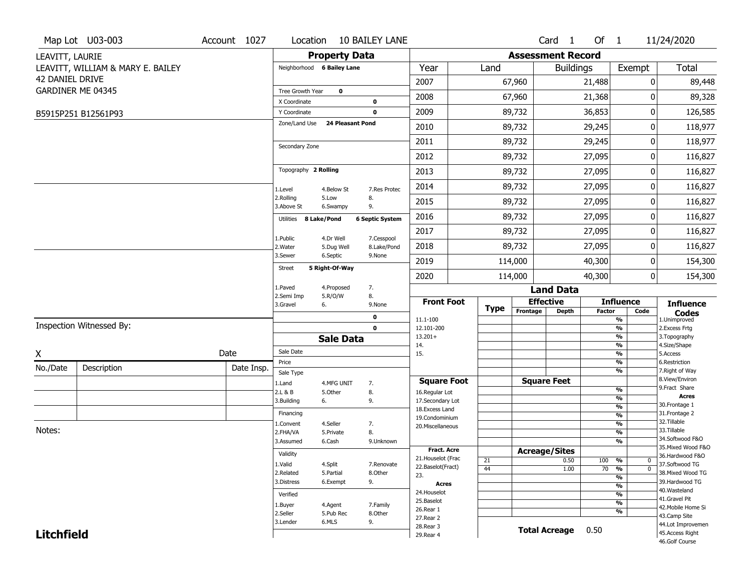Map Lot U03-003 | Account 1027 | Location 10 BAILEY LANE | Card 1 Of 1 | 11/24/2020

LEAVITT, LAURIE
LEAVITT, WILLIAM & MARY E. BAILEY
42 DANIEL DRIVE
GARDINER ME 04345

B5915P251 B12561P93

## Property Data

Neighborhood **6 Bailey Lane**

Tree Growth Year **0**

X Coordinate **0**

Y Coordinate **0**

Zone/Land Use **24 Pleasant Pond**

Secondary Zone

Topography **2 Rolling**

1.Level 4.Below St 7.Res Protec
2.Rolling 5.Low 8.
3.Above St 6.Swampy 9.

Utilities **8 Lake/Pond** **6 Septic System**

1.Public 4.Dr Well 7.Cesspool
2.Water 5.Dug Well 8.Lake/Pond
3.Sewer 6.Septic 9.None

Street **5 Right-Of-Way**

1.Paved 4.Proposed 7.
2.Semi Imp 5.R/O/W 8.
3.Gravel 6. 9.None

**0**

**0**

## Assessment Record

| Year | Land | Buildings | Exempt | Total |
|---|---|---|---|---|
| 2007 | 67,960 | 21,488 | 0 | 89,448 |
| 2008 | 67,960 | 21,368 | 0 | 89,328 |
| 2009 | 89,732 | 36,853 | 0 | 126,585 |
| 2010 | 89,732 | 29,245 | 0 | 118,977 |
| 2011 | 89,732 | 29,245 | 0 | 118,977 |
| 2012 | 89,732 | 27,095 | 0 | 116,827 |
| 2013 | 89,732 | 27,095 | 0 | 116,827 |
| 2014 | 89,732 | 27,095 | 0 | 116,827 |
| 2015 | 89,732 | 27,095 | 0 | 116,827 |
| 2016 | 89,732 | 27,095 | 0 | 116,827 |
| 2017 | 89,732 | 27,095 | 0 | 116,827 |
| 2018 | 89,732 | 27,095 | 0 | 116,827 |
| 2019 | 114,000 | 40,300 | 0 | 154,300 |
| 2020 | 114,000 | 40,300 | 0 | 154,300 |

Inspection Witnessed By:

X Date

| No./Date | Description | Date Insp. |
|---|---|---|
| | | |
| | | |
| | | |

Notes:

## Sale Data

Sale Date

Price

Sale Type
1.Land 4.MFG UNIT 7.
2.L & B 5.Other 8.
3.Building 6. 9.

Financing
1.Convent 4.Seller 7.
2.FHA/VA 5.Private 8.
3.Assumed 6.Cash 9.Unknown

Validity
1.Valid 4.Split 7.Renovate
2.Related 5.Partial 8.Other
3.Distress 6.Exempt 9.

Verified
1.Buyer 4.Agent 7.Family
2.Seller 5.Pub Rec 8.Other
3.Lender 6.MLS 9.

## Land Data

| Front Foot | Type | Effective Frontage | Effective Depth | Influence Factor | Influence Code |
|---|---|---|---|---|---|
| 11.1-100 | | | | % | |
| 12.101-200 | | | | % | |
| 13.201+ | | | | % | |
| 14. | | | | % | |
| 15. | | | | % | |
| | | | | % | |
| | | | | % | |

| Square Foot | Square Feet | | |
|---|---|---|---|
| 16.Regular Lot | | % | |
| 17.Secondary Lot | | % | |
| 18.Excess Land | | % | |
| 19.Condominium | | % | |
| 20.Miscellaneous | | % | |
| | | % | |
| | | % | |

| Fract. Acre | Type | Acreage/Sites | Factor | Code |
|---|---|---|---|---|
| 21.Houselot (Frac | 21 | 0.50 | 100 % | 0 |
| 22.Baselot(Fract) | 44 | 1.00 | 70 % | 0 |
| 23. | | | % | |
| **Acres** | | | % | |
| 24.Houselot | | | % | |
| 25.Baselot | | | % | |
| 26.Rear 1 | | | % | |
| 27.Rear 2 | | | | |
| 28.Rear 3 | | | | |
| 29.Rear 4 | | | | |

**Total Acreage** 0.50

**Influence Codes**
1.Unimproved
2.Excess Frtg
3.Topography
4.Size/Shape
5.Access
6.Restriction
7.Right of Way
8.View/Environ
9.Fract Share

**Acres**
30.Frontage 1
31.Frontage 2
32.Tillable
33.Tillable
34.Softwood F&O
35.Mixed Wood F&O
36.Hardwood F&O
37.Softwood TG
38.Mixed Wood TG
39.Hardwood TG
40.Wasteland
41.Gravel Pit
42.Mobile Home Si
43.Camp Site
44.Lot Improvemen
45.Access Right
46.Golf Course

**Litchfield**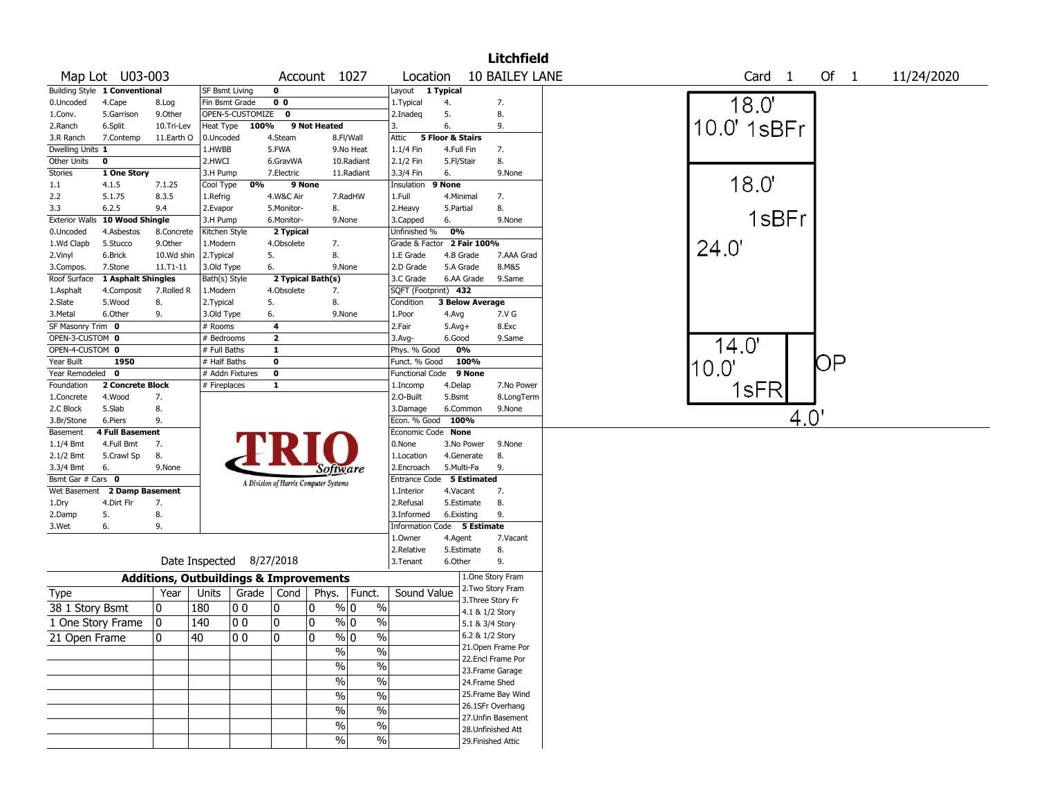# Litchfield

**Map Lot** U03-003 **Account** 1027 **Location** 10 BAILEY LANE **Card** 1 **Of** 1 11/24/2020

| Building Style | 1 Conventional | | SF Bsmt Living | 0 | | | Layout | 1 Typical | |
|---|---|---|---|---|---|---|---|---|---|
| 0.Uncoded | 4.Cape | 8.Log | Fin Bsmt Grade | 0 0 | | | 1.Typical | 4. | 7. |
| 1.Conv. | 5.Garrison | 9.Other | OPEN-5-CUSTOMIZE | 0 | | | 2.Inadeq | 5. | 8. |
| 2.Ranch | 6.Split | 10.Tri-Lev | Heat Type | 100% | 9 Not Heated | | 3. | 6. | 9. |
| 3.R Ranch | 7.Contemp | 11.Earth O | 0.Uncoded | 4.Steam | 8.Fl/Wall | | Attic | 5 Floor & Stairs | |
| Dwelling Units | 1 | | 1.HWBB | 5.FWA | 9.No Heat | | 1.1/4 Fin | 4.Full Fin | 7. |
| Other Units | 0 | | 2.HWCI | 6.GravWA | 10.Radiant | | 2.1/2 Fin | 5.Fl/Stair | 8. |
| Stories | 1 One Story | | 3.H Pump | 7.Electric | 11.Radiant | | 3.3/4 Fin | 6. | 9.None |
| 1.1 | 4.1.5 | 7.1.25 | Cool Type | 0% | 9 None | | Insulation | 9 None | |
| 2.2 | 5.1.75 | 8.3.5 | 1.Refrig | 4.W&C Air | 7.RadHW | | 1.Full | 4.Minimal | 7. |
| 3.3 | 6.2.5 | 9.4 | 2.Evapor | 5.Monitor- | 8. | | 2.Heavy | 5.Partial | 8. |
| Exterior Walls | 10 Wood Shingle | | 3.H Pump | 6.Monitor- | 9.None | | 3.Capped | 6. | 9.None |
| 0.Uncoded | 4.Asbestos | 8.Concrete | Kitchen Style | 2 Typical | | | Unfinished % | 0% | |
| 1.Wd Clapb | 5.Stucco | 9.Other | 1.Modern | 4.Obsolete | 7. | | Grade & Factor | 2 Fair 100% | |
| 2.Vinyl | 6.Brick | 10.Wd shin | 2.Typical | 5. | 8. | | 1.E Grade | 4.B Grade | 7.AAA Grad |
| 3.Compos. | 7.Stone | 11.T1-11 | 3.Old Type | 6. | 9.None | | 2.D Grade | 5.A Grade | 8.M&S |
| Roof Surface | 1 Asphalt Shingles | | Bath(s) Style | 2 Typical Bath(s) | | | 3.C Grade | 6.AA Grade | 9.Same |
| 1.Asphalt | 4.Composit | 7.Rolled R | 1.Modern | 4.Obsolete | 7. | | SQFT (Footprint) | 432 | |
| 2.Slate | 5.Wood | 8. | 2.Typical | 5. | 8. | | Condition | 3 Below Average | |
| 3.Metal | 6.Other | 9. | 3.Old Type | 6. | 9.None | | 1.Poor | 4.Avg | 7.V G |
| SF Masonry Trim | 0 | | # Rooms | 4 | | | 2.Fair | 5.Avg+ | 8.Exc |
| OPEN-3-CUSTOM | 0 | | # Bedrooms | 2 | | | 3.Avg- | 6.Good | 9.Same |
| OPEN-4-CUSTOM | 0 | | # Full Baths | 1 | | | Phys. % Good | 0% | |
| Year Built | 1950 | | # Half Baths | 0 | | | Funct. % Good | 100% | |
| Year Remodeled | 0 | | # Addn Fixtures | 0 | | | Functional Code | 9 None | |
| Foundation | 2 Concrete Block | | # Fireplaces | 1 | | | 1.Incomp | 4.Delap | 7.No Power |
| 1.Concrete | 4.Wood | 7. | | | | | 2.O-Built | 5.Bsmt | 8.LongTerm |
| 2.C Block | 5.Slab | 8. | | | | | 3.Damage | 6.Common | 9.None |
| 3.Br/Stone | 6.Piers | 9. | | | | | Econ. % Good | 100% | |
| Basement | 4 Full Basement | | | | | | Economic Code | None | |
| 1.1/4 Bmt | 4.Full Bmt | 7. | | | | | 0.None | 3.No Power | 9.None |
| 2.1/2 Bmt | 5.Crawl Sp | 8. | | | | | 1.Location | 4.Generate | 8. |
| 3.3/4 Bmt | 6. | 9.None | | | | | 2.Encroach | 5.Multi-Fa | 9. |
| Bsmt Gar # Cars | 0 | | | | | | Entrance Code | 5 Estimated | |
| Wet Basement | 2 Damp Basement | | | | | | 1.Interior | 4.Vacant | 7. |
| 1.Dry | 4.Dirt Flr | 7. | | | | | 2.Refusal | 5.Estimate | 8. |
| 2.Damp | 5. | 8. | | | | | 3.Informed | 6.Existing | 9. |
| 3.Wet | 6. | 9. | | | | | Information Code | 5 Estimate | |
| | | | | | | | 1.Owner | 4.Agent | 7.Vacant |
| | | | | | | | 2.Relative | 5.Estimate | 8. |
| | | | | | | | 3.Tenant | 6.Other | 9. |

TRIO Software — A Division of Harris Computer Systems

Date Inspected 8/27/2018

## Additions, Outbuildings & Improvements

| Type | Year | Units | Grade | Cond | Phys. | Funct. | Sound Value |
|---|---|---|---|---|---|---|---|
| 38 1 Story Bsmt | 0 | 180 | 0 0 | 0 | 0 % | 0 % | |
| 1 One Story Frame | 0 | 140 | 0 0 | 0 | 0 % | 0 % | |
| 21 Open Frame | 0 | 40 | 0 0 | 0 | 0 % | 0 % | |
| | | | | | % | % | |
| | | | | | % | % | |
| | | | | | % | % | |
| | | | | | % | % | |
| | | | | | % | % | |
| | | | | | % | % | |
| | | | | | % | % | |

1.One Story Fram
2.Two Story Fram
3.Three Story Fr
4.1 & 1/2 Story
5.1 & 3/4 Story
6.2 & 1/2 Story
21.Open Frame Por
22.Encl Frame Por
23.Frame Garage
24.Frame Shed
25.Frame Bay Wind
26.1SFr Overhang
27.Unfin Basement
28.Unfinished Att
29.Finished Attic

Sketch: 18.0' × 10.0' 1sBFr; 18.0' × 24.0' 1sBFr; 14.0' × 10.0' 1sFR; 4.0' OP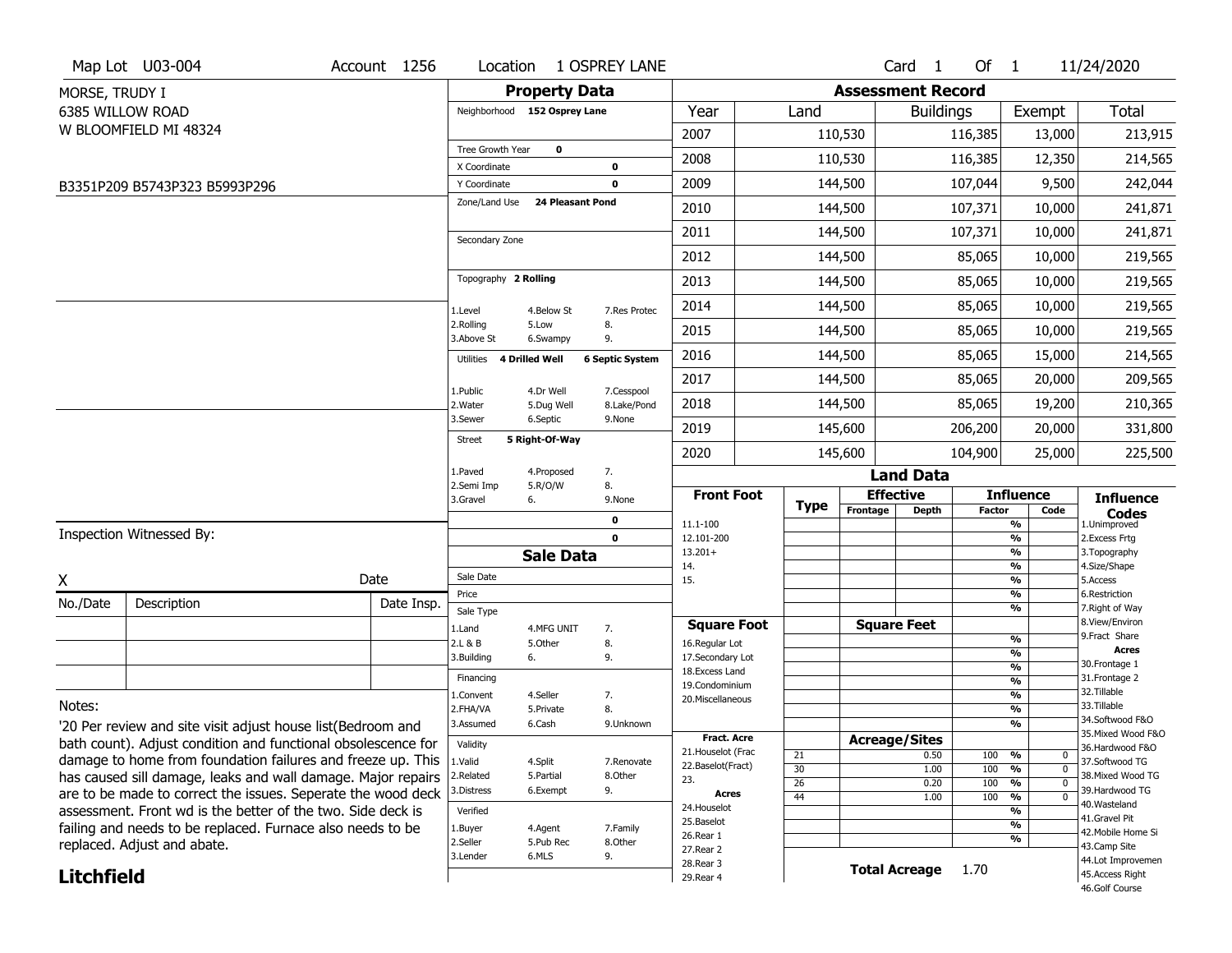Map Lot U03-004 | Account 1256 | Location 1 OSPREY LANE | Card 1 Of 1 | 11/24/2020

MORSE, TRUDY I
6385 WILLOW ROAD
W BLOOMFIELD MI 48324

B3351P209 B5743P323 B5993P296

## Property Data

Neighborhood 152 Osprey Lane

Tree Growth Year 0
X Coordinate 0
Y Coordinate 0
Zone/Land Use 24 Pleasant Pond

Secondary Zone

Topography 2 Rolling

1.Level 4.Below St 7.Res Protec
2.Rolling 5.Low 8.
3.Above St 6.Swampy 9.

Utilities 4 Drilled Well 6 Septic System

1.Public 4.Dr Well 7.Cesspool
2.Water 5.Dug Well 8.Lake/Pond
3.Sewer 6.Septic 9.None

Street 5 Right-Of-Way

1.Paved 4.Proposed 7.
2.Semi Imp 5.R/O/W 8.
3.Gravel 6. 9.None

0
0

## Sale Data

Sale Date
Price
Sale Type
1.Land 4.MFG UNIT 7.
2.L & B 5.Other 8.
3.Building 6. 9.

Financing
1.Convent 4.Seller 7.
2.FHA/VA 5.Private 8.
3.Assumed 6.Cash 9.Unknown

Validity
1.Valid 4.Split 7.Renovate
2.Related 5.Partial 8.Other
3.Distress 6.Exempt 9.

Verified
1.Buyer 4.Agent 7.Family
2.Seller 5.Pub Rec 8.Other
3.Lender 6.MLS 9.

## Assessment Record

| Year | Land | Buildings | Exempt | Total |
|---|---|---|---|---|
| 2007 | 110,530 | 116,385 | 13,000 | 213,915 |
| 2008 | 110,530 | 116,385 | 12,350 | 214,565 |
| 2009 | 144,500 | 107,044 | 9,500 | 242,044 |
| 2010 | 144,500 | 107,371 | 10,000 | 241,871 |
| 2011 | 144,500 | 107,371 | 10,000 | 241,871 |
| 2012 | 144,500 | 85,065 | 10,000 | 219,565 |
| 2013 | 144,500 | 85,065 | 10,000 | 219,565 |
| 2014 | 144,500 | 85,065 | 10,000 | 219,565 |
| 2015 | 144,500 | 85,065 | 10,000 | 219,565 |
| 2016 | 144,500 | 85,065 | 15,000 | 214,565 |
| 2017 | 144,500 | 85,065 | 20,000 | 209,565 |
| 2018 | 144,500 | 85,065 | 19,200 | 210,365 |
| 2019 | 145,600 | 206,200 | 20,000 | 331,800 |
| 2020 | 145,600 | 104,900 | 25,000 | 225,500 |

## Land Data

Front Foot: 11.1-100, 12.101-200, 13.201+, 14., 15.

Square Foot: 16.Regular Lot, 17.Secondary Lot, 18.Excess Land, 19.Condominium, 20.Miscellaneous

Fract. Acre: 21.Houselot (Frac), 22.Baselot(Fract), 23.

Acres: 24.Houselot, 25.Baselot, 26.Rear 1, 27.Rear 2, 28.Rear 3, 29.Rear 4

### Acreage/Sites

| Type | Acreage/Sites | Influence Factor | Code |
|---|---|---|---|
| 21 | 0.50 | 100 % | 0 |
| 30 | 1.00 | 100 % | 0 |
| 26 | 0.20 | 100 % | 0 |
| 44 | 1.00 | 100 % | 0 |

**Total Acreage** 1.70

### Influence Codes

1.Unimproved
2.Excess Frtg
3.Topography
4.Size/Shape
5.Access
6.Restriction
7.Right of Way
8.View/Environ
9.Fract Share

**Acres**
30.Frontage 1
31.Frontage 2
32.Tillable
33.Tillable
34.Softwood F&O
35.Mixed Wood F&O
36.Hardwood F&O
37.Softwood TG
38.Mixed Wood TG
39.Hardwood TG
40.Wasteland
41.Gravel Pit
42.Mobile Home Si
43.Camp Site
44.Lot Improvemen
45.Access Right
46.Golf Course

Inspection Witnessed By:

X Date

| No./Date | Description | Date Insp. |
|---|---|---|
| | | |
| | | |
| | | |

Notes:

'20 Per review and site visit adjust house list(Bedroom and bath count). Adjust condition and functional obsolescence for damage to home from foundation failures and freeze up. This has caused sill damage, leaks and wall damage. Major repairs are to be made to correct the issues. Seperate the wood deck assessment. Front wd is the better of the two. Side deck is failing and needs to be replaced. Furnace also needs to be replaced. Adjust and abate.

**Litchfield**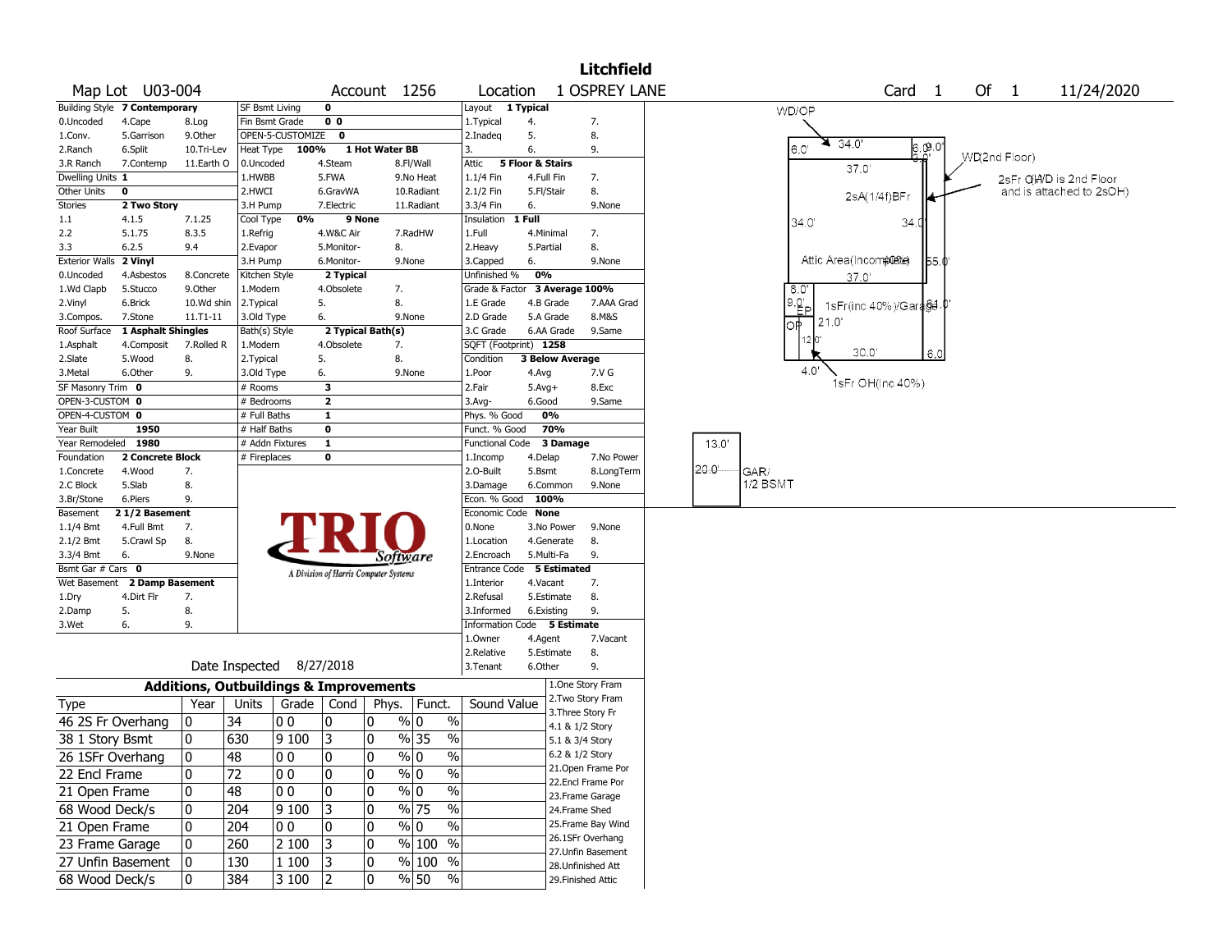# Litchfield

**Map Lot** U03-004 **Account** 1256 **Location** 1 OSPREY LANE **Card** 1 **Of** 1 11/24/2020

| Building Style | 7 Contemporary | | SF Bsmt Living | 0 | | Layout | 1 Typical | |
|---|---|---|---|---|---|---|---|---|
| 0.Uncoded | 4.Cape | 8.Log | Fin Bsmt Grade | 0 0 | | 1.Typical | 4. | 7. |
| 1.Conv. | 5.Garrison | 9.Other | OPEN-5-CUSTOMIZE | 0 | | 2.Inadeq | 5. | 8. |
| 2.Ranch | 6.Split | 10.Tri-Lev | Heat Type 100% | 1 Hot Water BB | | 3. | 6. | 9. |
| 3.R Ranch | 7.Contemp | 11.Earth O | 0.Uncoded | 4.Steam | 8.Fl/Wall | Attic | 5 Floor & Stairs | |
| Dwelling Units | 1 | | 1.HWBB | 5.FWA | 9.No Heat | 1.1/4 Fin | 4.Full Fin | 7. |
| Other Units | 0 | | 2.HWCI | 6.GravWA | 10.Radiant | 2.1/2 Fin | 5.Fl/Stair | 8. |
| Stories | 2 Two Story | | 3.H Pump | 7.Electric | 11.Radiant | 3.3/4 Fin | 6. | 9.None |
| 1.1 | 4.1.5 | 7.1.25 | Cool Type 0% | 9 None | | Insulation | 1 Full | |
| 2.2 | 5.1.75 | 8.3.5 | 1.Refrig | 4.W&C Air | 7.RadHW | 1.Full | 4.Minimal | 7. |
| 3.3 | 6.2.5 | 9.4 | 2.Evapor | 5.Monitor- | 8. | 2.Heavy | 5.Partial | 8. |
| Exterior Walls | 2 Vinyl | | 3.H Pump | 6.Monitor- | 9.None | 3.Capped | 6. | 9.None |
| 0.Uncoded | 4.Asbestos | 8.Concrete | Kitchen Style | 2 Typical | | Unfinished % | 0% | |
| 1.Wd Clapb | 5.Stucco | 9.Other | 1.Modern | 4.Obsolete | 7. | Grade & Factor | 3 Average 100% | |
| 2.Vinyl | 6.Brick | 10.Wd shin | 2.Typical | 5. | 8. | 1.E Grade | 4.B Grade | 7.AAA Grad |
| 3.Compos. | 7.Stone | 11.T1-11 | 3.Old Type | 6. | 9.None | 2.D Grade | 5.A Grade | 8.M&S |
| Roof Surface | 1 Asphalt Shingles | | Bath(s) Style | 2 Typical Bath(s) | | 3.C Grade | 6.AA Grade | 9.Same |
| 1.Asphalt | 4.Composit | 7.Rolled R | 1.Modern | 4.Obsolete | 7. | SQFT (Footprint) | 1258 | |
| 2.Slate | 5.Wood | 8. | 2.Typical | 5. | 8. | Condition | 3 Below Average | |
| 3.Metal | 6.Other | 9. | 3.Old Type | 6. | 9.None | 1.Poor | 4.Avg | 7.V G |
| SF Masonry Trim | 0 | | # Rooms | 3 | | 2.Fair | 5.Avg+ | 8.Exc |
| OPEN-3-CUSTOM | 0 | | # Bedrooms | 2 | | 3.Avg- | 6.Good | 9.Same |
| OPEN-4-CUSTOM | 0 | | # Full Baths | 1 | | Phys. % Good | 0% | |
| Year Built | 1950 | | # Half Baths | 0 | | Funct. % Good | 70% | |
| Year Remodeled | 1980 | | # Addn Fixtures | 1 | | Functional Code | 3 Damage | |
| Foundation | 2 Concrete Block | | # Fireplaces | 0 | | 1.Incomp | 4.Delap | 7.No Power |
| 1.Concrete | 4.Wood | 7. | | | | 2.O-Built | 5.Bsmt | 8.LongTerm |
| 2.C Block | 5.Slab | 8. | | | | 3.Damage | 6.Common | 9.None |
| 3.Br/Stone | 6.Piers | 9. | | | | Econ. % Good | 100% | |
| Basement | 2 1/2 Basement | | | | | Economic Code | None | |
| 1.1/4 Bmt | 4.Full Bmt | 7. | | | | 0.None | 3.No Power | 9.None |
| 2.1/2 Bmt | 5.Crawl Sp | 8. | | | | 1.Location | 4.Generate | 8. |
| 3.3/4 Bmt | 6. | 9.None | | | | 2.Encroach | 5.Multi-Fa | 9. |
| Bsmt Gar # Cars | 0 | | | | | Entrance Code | 5 Estimated | |
| Wet Basement | 2 Damp Basement | | | | | 1.Interior | 4.Vacant | 7. |
| 1.Dry | 4.Dirt Flr | 7. | | | | 2.Refusal | 5.Estimate | 8. |
| 2.Damp | 5. | 8. | | | | 3.Informed | 6.Existing | 9. |
| 3.Wet | 6. | 9. | | | | Information Code | 5 Estimate | |
| | | | | | | 1.Owner | 4.Agent | 7.Vacant |
| | | | | | | 2.Relative | 5.Estimate | 8. |
| | | | Date Inspected | 8/27/2018 | | 3.Tenant | 6.Other | 9. |

TRIO Software — A Division of Harris Computer Systems

## Additions, Outbuildings & Improvements

| Type | Year | Units | Grade | Cond | Phys. | Funct. | Sound Value |
|---|---|---|---|---|---|---|---|
| 46 2S Fr Overhang | 0 | 34 | 0 0 | 0 | 0 % | 0 % | |
| 38 1 Story Bsmt | 0 | 630 | 9 100 | 3 | 0 % | 35 % | |
| 26 1SFr Overhang | 0 | 48 | 0 0 | 0 | 0 % | 0 % | |
| 22 Encl Frame | 0 | 72 | 0 0 | 0 | 0 % | 0 % | |
| 21 Open Frame | 0 | 48 | 0 0 | 0 | 0 % | 0 % | |
| 68 Wood Deck/s | 0 | 204 | 9 100 | 3 | 0 % | 75 % | |
| 21 Open Frame | 0 | 204 | 0 0 | 0 | 0 % | 0 % | |
| 23 Frame Garage | 0 | 260 | 2 100 | 3 | 0 % | 100 % | |
| 27 Unfin Basement | 0 | 130 | 1 100 | 3 | 0 % | 100 % | |
| 68 Wood Deck/s | 0 | 384 | 3 100 | 2 | 0 % | 50 % | |

1.One Story Fram
2.Two Story Fram
3.Three Story Fr
4.1 & 1/2 Story
5.1 & 3/4 Story
6.2 & 1/2 Story
21.Open Frame Por
22.Encl Frame Por
23.Frame Garage
24.Frame Shed
25.Frame Bay Wind
26.1SFr Overhang
27.Unfin Basement
28.Unfinished Att
29.Finished Attic

Sketch labels: WD/OP; 34.0'; 6.0'; 37.0'; WD(2nd Floor); 2sFr O/H/D is 2nd Floor and is attached to 2sOH); 2sA(1/4f)BFr; 34.0'; Attic Area(Incomplete); 55.0'; 37.0'; 8.0'; 9.0' EP; 1sFr(inc 40%)/Garage; 24.0'; OP; 21.0'; 12.0'; 30.0'; 6.0'; 4.0'; 1sFr OH(inc 40%); 13.0'; 20.0'; GAR/ 1/2 BSMT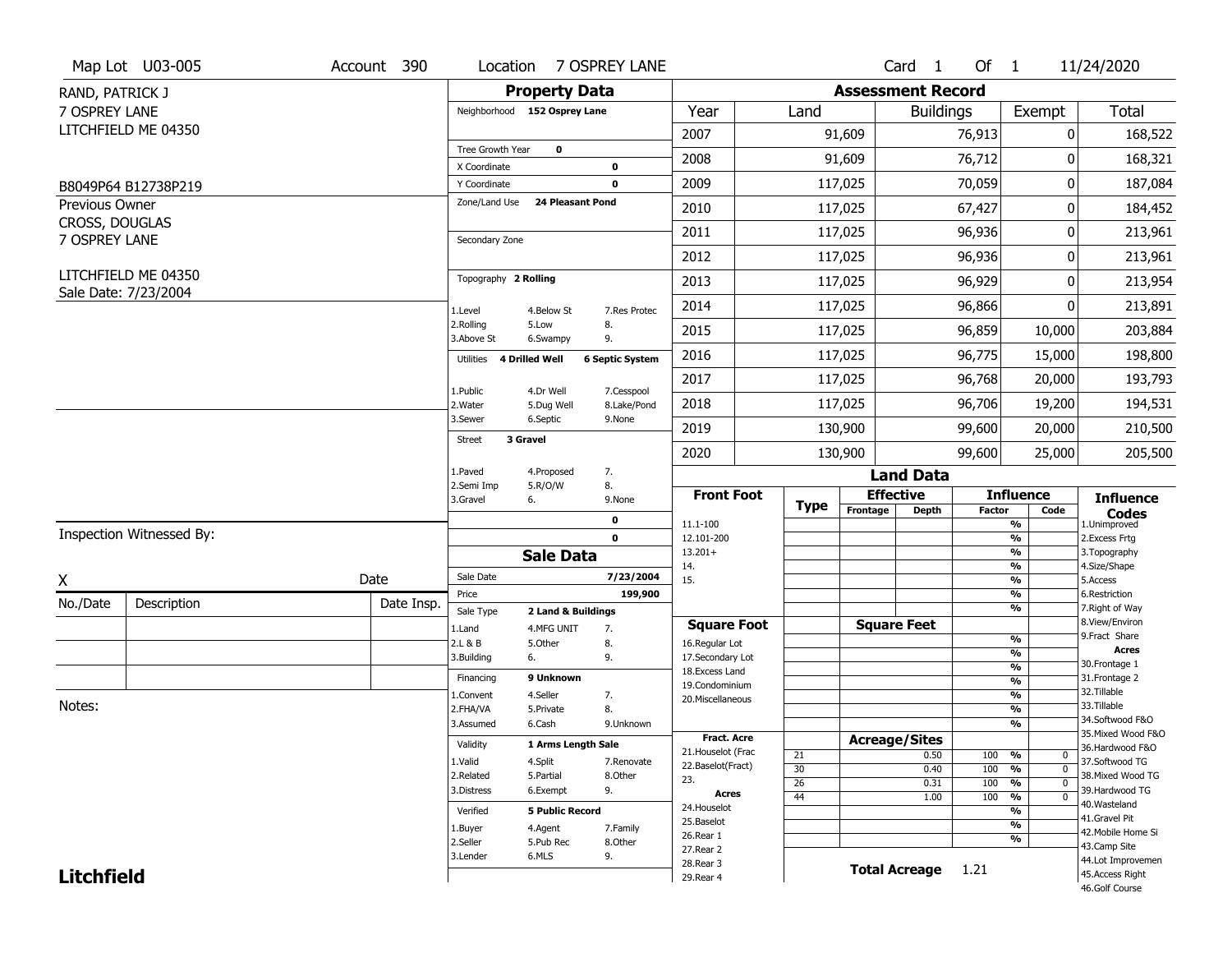Map Lot U03-005 | Account 390 | Location 7 OSPREY LANE | Card 1 Of 1 | 11/24/2020

RAND, PATRICK J
7 OSPREY LANE
LITCHFIELD ME 04350

B8049P64 B12738P219

Previous Owner
CROSS, DOUGLAS
7 OSPREY LANE

LITCHFIELD ME 04350
Sale Date: 7/23/2004

## Property Data

Neighborhood **152 Osprey Lane**

Tree Growth Year **0**
X Coordinate **0**
Y Coordinate **0**
Zone/Land Use **24 Pleasant Pond**

Secondary Zone

Topography **2 Rolling**

1.Level 4.Below St 7.Res Protec
2.Rolling 5.Low 8.
3.Above St 6.Swampy 9.

Utilities **4 Drilled Well** **6 Septic System**

1.Public 4.Dr Well 7.Cesspool
2.Water 5.Dug Well 8.Lake/Pond
3.Sewer 6.Septic 9.None

Street **3 Gravel**

1.Paved 4.Proposed 7.
2.Semi Imp 5.R/O/W 8.
3.Gravel 6. 9.None

0
0

## Sale Data

Sale Date **7/23/2004**
Price **199,900**
Sale Type **2 Land & Buildings**

1.Land 4.MFG UNIT 7.
2.L & B 5.Other 8.
3.Building 6. 9.

Financing **9 Unknown**

1.Convent 4.Seller 7.
2.FHA/VA 5.Private 8.
3.Assumed 6.Cash 9.Unknown

Validity **1 Arms Length Sale**

1.Valid 4.Split 7.Renovate
2.Related 5.Partial 8.Other
3.Distress 6.Exempt 9.

Verified **5 Public Record**

1.Buyer 4.Agent 7.Family
2.Seller 5.Pub Rec 8.Other
3.Lender 6.MLS 9.

## Assessment Record

| Year | Land | Buildings | Exempt | Total |
|---|---|---|---|---|
| 2007 | 91,609 | 76,913 | 0 | 168,522 |
| 2008 | 91,609 | 76,712 | 0 | 168,321 |
| 2009 | 117,025 | 70,059 | 0 | 187,084 |
| 2010 | 117,025 | 67,427 | 0 | 184,452 |
| 2011 | 117,025 | 96,936 | 0 | 213,961 |
| 2012 | 117,025 | 96,936 | 0 | 213,961 |
| 2013 | 117,025 | 96,929 | 0 | 213,954 |
| 2014 | 117,025 | 96,866 | 0 | 213,891 |
| 2015 | 117,025 | 96,859 | 10,000 | 203,884 |
| 2016 | 117,025 | 96,775 | 15,000 | 198,800 |
| 2017 | 117,025 | 96,768 | 20,000 | 193,793 |
| 2018 | 117,025 | 96,706 | 19,200 | 194,531 |
| 2019 | 130,900 | 99,600 | 20,000 | 210,500 |
| 2020 | 130,900 | 99,600 | 25,000 | 205,500 |

## Land Data

| Front Foot | Type | Effective Frontage | Effective Depth | Influence Factor | Influence Code |
|---|---|---|---|---|---|
| 11.1-100 | | | | % | |
| 12.101-200 | | | | % | |
| 13.201+ | | | | % | |
| 14. | | | | % | |
| 15. | | | | % | |
| | | | | % | |
| | | | | % | |

| Square Foot | Square Feet | Influence Factor | Influence Code |
|---|---|---|---|
| 16.Regular Lot | | % | |
| 17.Secondary Lot | | % | |
| 18.Excess Land | | % | |
| 19.Condominium | | % | |
| 20.Miscellaneous | | % | |
| | | % | |
| | | % | |

| Fract. Acre | Type | Acreage/Sites | Influence Factor | Influence Code |
|---|---|---|---|---|
| 21.Houselot (Frac | 21 | 0.50 | 100 % | 0 |
| 22.Baselot(Fract) | 30 | 0.40 | 100 % | 0 |
| 23. | 26 | 0.31 | 100 % | 0 |
| **Acres** | 44 | 1.00 | 100 % | 0 |
| 24.Houselot | | | % | |
| 25.Baselot | | | % | |
| 26.Rear 1 | | | % | |
| 27.Rear 2 | | | | |
| 28.Rear 3 | | | | |
| 29.Rear 4 | | | | |

**Total Acreage** 1.21

**Influence Codes**
1.Unimproved
2.Excess Frtg
3.Topography
4.Size/Shape
5.Access
6.Restriction
7.Right of Way
8.View/Environ
9.Fract Share

**Acres**
30.Frontage 1
31.Frontage 2
32.Tillable
33.Tillable
34.Softwood F&O
35.Mixed Wood F&O
36.Hardwood F&O
37.Softwood TG
38.Mixed Wood TG
39.Hardwood TG
40.Wasteland
41.Gravel Pit
42.Mobile Home Si
43.Camp Site
44.Lot Improvemen
45.Access Right
46.Golf Course

Inspection Witnessed By:

X ______________________ Date

| No./Date | Description | Date Insp. |
|---|---|---|
| | | |
| | | |
| | | |

Notes:

**Litchfield**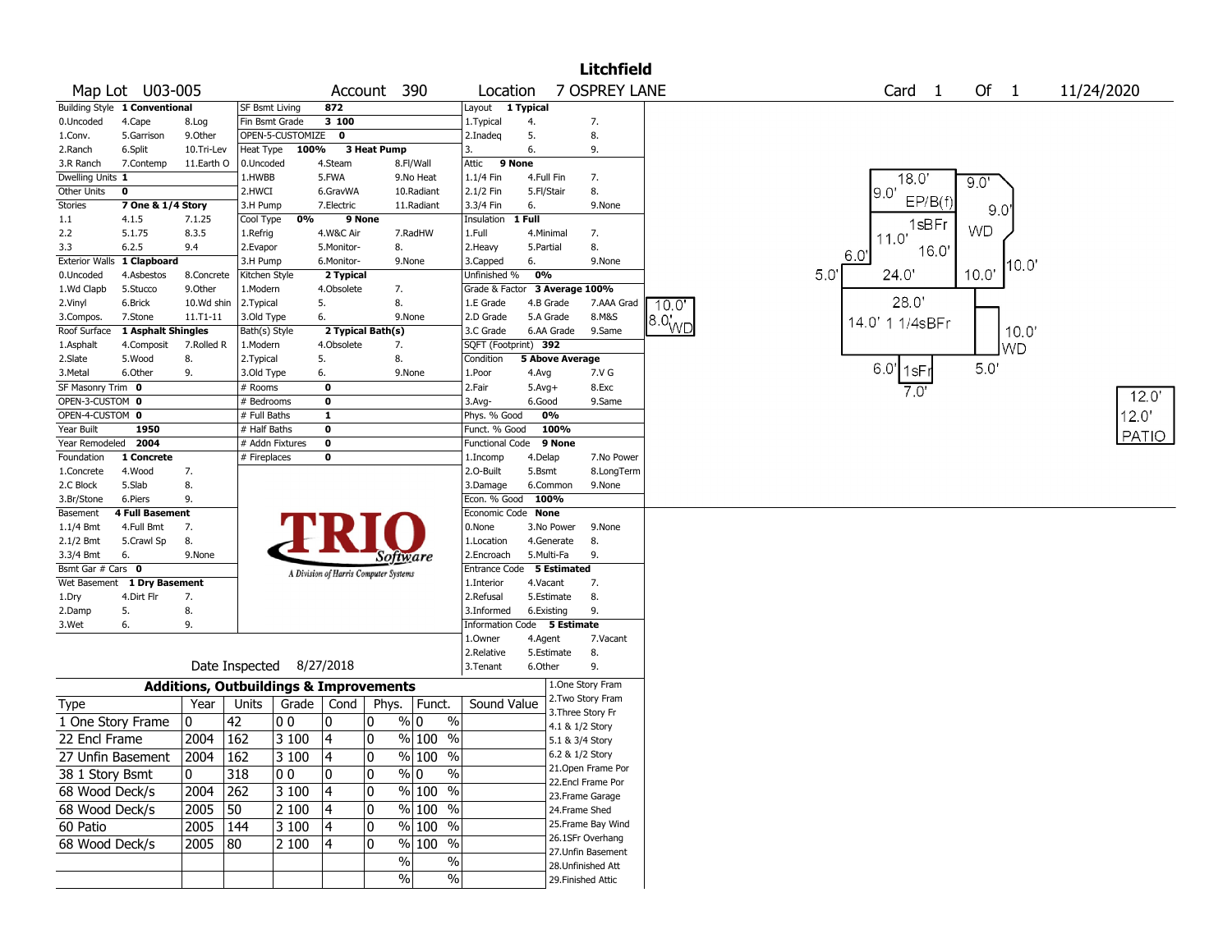# Litchfield

**Map Lot** U03-005 **Account** 390 **Location** 7 OSPREY LANE **Card** 1 **Of** 1 11/24/2020

| Field | Value | Options | | |
|---|---|---|---|---|
| Building Style | 1 Conventional | 0.Uncoded, 4.Cape, 8.Log | 1.Conv., 5.Garrison, 9.Other | 2.Ranch, 6.Split, 10.Tri-Lev; 3.R Ranch, 7.Contemp, 11.Earth O |
| Dwelling Units | 1 | | | |
| Other Units | 0 | | | |
| Stories | 7 One & 1/4 Story | 1.1, 4.1.5, 7.1.25 | 2.2, 5.1.75, 8.3.5 | 3.3, 6.2.5, 9.4 |
| Exterior Walls | 1 Clapboard | 0.Uncoded, 4.Asbestos, 8.Concrete | 1.Wd Clapb, 5.Stucco, 9.Other | 2.Vinyl, 6.Brick, 10.Wd shin; 3.Compos., 7.Stone, 11.T1-11 |
| Roof Surface | 1 Asphalt Shingles | 1.Asphalt, 4.Composit, 7.Rolled R | 2.Slate, 5.Wood, 8. | 3.Metal, 6.Other, 9. |
| SF Masonry Trim | 0 | | | |
| OPEN-3-CUSTOM | 0 | | | |
| OPEN-4-CUSTOM | 0 | | | |
| Year Built | 1950 | | | |
| Year Remodeled | 2004 | | | |
| Foundation | 1 Concrete | 1.Concrete, 4.Wood, 7. | 2.C Block, 5.Slab, 8. | 3.Br/Stone, 6.Piers, 9. |
| Basement | 4 Full Basement | 1.1/4 Bmt, 4.Full Bmt, 7. | 2.1/2 Bmt, 5.Crawl Sp, 8. | 3.3/4 Bmt, 6., 9.None |
| Bsmt Gar # Cars | 0 | | | |
| Wet Basement | 1 Dry Basement | 1.Dry, 4.Dirt Flr, 7. | 2.Damp, 5., 8. | 3.Wet, 6., 9. |

| Field | Value | Options | | |
|---|---|---|---|---|
| SF Bsmt Living | 872 | | | |
| Fin Bsmt Grade | 3 100 | | | |
| OPEN-5-CUSTOMIZE | 0 | | | |
| Heat Type | 100% 3 Heat Pump | 0.Uncoded, 4.Steam, 8.Fl/Wall | 1.HWBB, 5.FWA, 9.No Heat; 2.HWCI, 6.GravWA, 10.Radiant | 3.H Pump, 7.Electric, 11.Radiant |
| Cool Type | 0% 9 None | 1.Refrig, 4.W&C Air, 7.RadHW | 2.Evapor, 5.Monitor-, 8. | 3.H Pump, 6.Monitor-, 9.None |
| Kitchen Style | 2 Typical | 1.Modern, 4.Obsolete, 7. | 2.Typical, 5., 8. | 3.Old Type, 6., 9.None |
| Bath(s) Style | 2 Typical Bath(s) | 1.Modern, 4.Obsolete, 7. | 2.Typical, 5., 8. | 3.Old Type, 6., 9.None |
| # Rooms | 0 | | | |
| # Bedrooms | 0 | | | |
| # Full Baths | 1 | | | |
| # Half Baths | 0 | | | |
| # Addn Fixtures | 0 | | | |
| # Fireplaces | 0 | | | |

| Field | Value | Options | | |
|---|---|---|---|---|
| Layout | 1 Typical | 1.Typical, 4., 7. | 2.Inadeq, 5., 8. | 3., 6., 9. |
| Attic | 9 None | 1.1/4 Fin, 4.Full Fin, 7. | 2.1/2 Fin, 5.Fl/Stair, 8. | 3.3/4 Fin, 6., 9.None |
| Insulation | 1 Full | 1.Full, 4.Minimal, 7. | 2.Heavy, 5.Partial, 8. | 3.Capped, 6., 9.None |
| Unfinished % | 0% | | | |
| Grade & Factor | 3 Average 100% | 1.E Grade, 4.B Grade, 7.AAA Grad | 2.D Grade, 5.A Grade, 8.M&S | 3.C Grade, 6.AA Grade, 9.Same |
| SQFT (Footprint) | 392 | | | |
| Condition | 5 Above Average | 1.Poor, 4.Avg, 7.V G | 2.Fair, 5.Avg+, 8.Exc | 3.Avg-, 6.Good, 9.Same |
| Phys. % Good | 0% | | | |
| Funct. % Good | 100% | | | |
| Functional Code | 9 None | 1.Incomp, 4.Delap, 7.No Power | 2.O-Built, 5.Bsmt, 8.LongTerm | 3.Damage, 6.Common, 9.None |
| Econ. % Good | 100% | | | |
| Economic Code | None | 0.None, 3.No Power, 9.None | 1.Location, 4.Generate, 8. | 2.Encroach, 5.Multi-Fa, 9. |
| Entrance Code | 5 Estimated | 1.Interior, 4.Vacant, 7. | 2.Refusal, 5.Estimate, 8. | 3.Informed, 6.Existing, 9. |
| Information Code | 5 Estimate | 1.Owner, 4.Agent, 7.Vacant | 2.Relative, 5.Estimate, 8. | 3.Tenant, 6.Other, 9. |

Date Inspected 8/27/2018

## Additions, Outbuildings & Improvements

| Type | Year | Units | Grade | Cond | Phys. | Funct. | Sound Value |
|---|---|---|---|---|---|---|---|
| 1 One Story Frame | 0 | 42 | 0 0 | 0 | 0 % | 0 % | |
| 22 Encl Frame | 2004 | 162 | 3 100 | 4 | 0 % | 100 % | |
| 27 Unfin Basement | 2004 | 162 | 3 100 | 4 | 0 % | 100 % | |
| 38 1 Story Bsmt | 0 | 318 | 0 0 | 0 | 0 % | 0 % | |
| 68 Wood Deck/s | 2004 | 262 | 3 100 | 4 | 0 % | 100 % | |
| 68 Wood Deck/s | 2005 | 50 | 2 100 | 4 | 0 % | 100 % | |
| 60 Patio | 2005 | 144 | 3 100 | 4 | 0 % | 100 % | |
| 68 Wood Deck/s | 2005 | 80 | 2 100 | 4 | 0 % | 100 % | |
| | | | | | % | % | |
| | | | | | % | % | |

1.One Story Fram, 2.Two Story Fram, 3.Three Story Fr, 4.1 & 1/2 Story, 5.1 & 3/4 Story, 6.2 & 1/2 Story, 21.Open Frame Por, 22.Encl Frame Por, 23.Frame Garage, 24.Frame Shed, 25.Frame Bay Wind, 26.1SFr Overhang, 27.Unfin Basement, 28.Unfinished Att, 29.Finished Attic

Sketch labels: 18.0', 9.0', EP/B(f), 9.0', 9.0', 1sBFr, 11.0', WD, 16.0', 6.0', 10.0', 5.0', 24.0', 10.0', 10.0', 8.0' WD, 28.0', 14.0' 1 1/4sBFr, 10.0', WD, 6.0', 1sFr, 5.0', 7.0', 12.0', 12.0' PATIO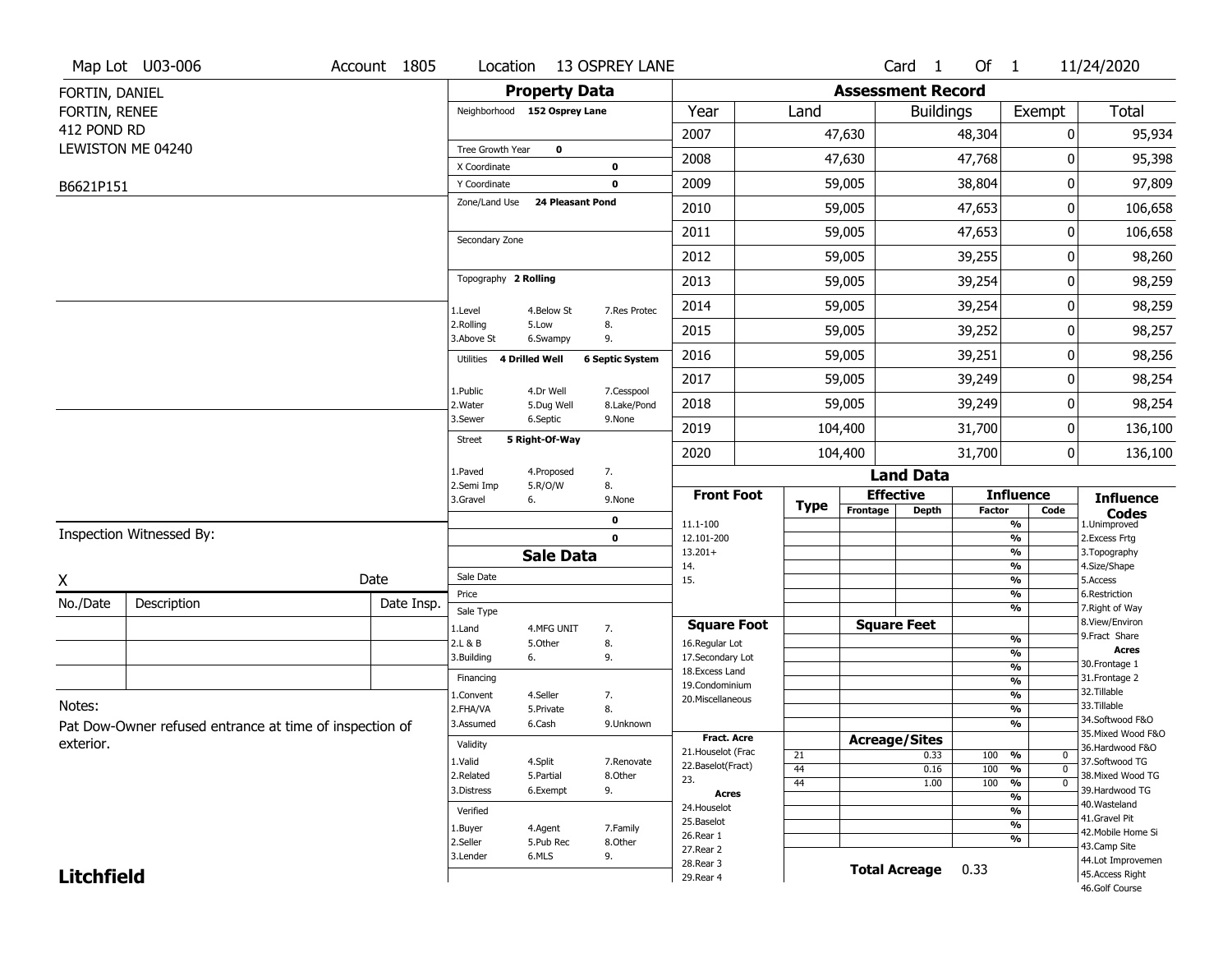Map Lot U03-006 | Account 1805 | Location 13 OSPREY LANE | Card 1 Of 1 | 11/24/2020

FORTIN, DANIEL
FORTIN, RENEE
412 POND RD
LEWISTON ME 04240

B6621P151

## Property Data

Neighborhood **152 Osprey Lane**

Tree Growth Year **0**
X Coordinate **0**
Y Coordinate **0**
Zone/Land Use **24 Pleasant Pond**

Secondary Zone

Topography **2 Rolling**

1.Level 4.Below St 7.Res Protec
2.Rolling 5.Low 8.
3.Above St 6.Swampy 9.

Utilities **4 Drilled Well** **6 Septic System**

1.Public 4.Dr Well 7.Cesspool
2.Water 5.Dug Well 8.Lake/Pond
3.Sewer 6.Septic 9.None

Street **5 Right-Of-Way**

1.Paved 4.Proposed 7.
2.Semi Imp 5.R/O/W 8.
3.Gravel 6. 9.None

0
0

## Sale Data

Sale Date
Price
Sale Type
1.Land 4.MFG UNIT 7.
2.L & B 5.Other 8.
3.Building 6. 9.

Financing
1.Convent 4.Seller 7.
2.FHA/VA 5.Private 8.
3.Assumed 6.Cash 9.Unknown

Validity
1.Valid 4.Split 7.Renovate
2.Related 5.Partial 8.Other
3.Distress 6.Exempt 9.

Verified
1.Buyer 4.Agent 7.Family
2.Seller 5.Pub Rec 8.Other
3.Lender 6.MLS 9.

## Assessment Record

| Year | Land | Buildings | Exempt | Total |
|---|---|---|---|---|
| 2007 | 47,630 | 48,304 | 0 | 95,934 |
| 2008 | 47,630 | 47,768 | 0 | 95,398 |
| 2009 | 59,005 | 38,804 | 0 | 97,809 |
| 2010 | 59,005 | 47,653 | 0 | 106,658 |
| 2011 | 59,005 | 47,653 | 0 | 106,658 |
| 2012 | 59,005 | 39,255 | 0 | 98,260 |
| 2013 | 59,005 | 39,254 | 0 | 98,259 |
| 2014 | 59,005 | 39,254 | 0 | 98,259 |
| 2015 | 59,005 | 39,252 | 0 | 98,257 |
| 2016 | 59,005 | 39,251 | 0 | 98,256 |
| 2017 | 59,005 | 39,249 | 0 | 98,254 |
| 2018 | 59,005 | 39,249 | 0 | 98,254 |
| 2019 | 104,400 | 31,700 | 0 | 136,100 |
| 2020 | 104,400 | 31,700 | 0 | 136,100 |

## Land Data

| Front Foot | Type | Effective Frontage | Effective Depth | Influence Factor | Influence Code |
|---|---|---|---|---|---|
| 11.1-100 | | | | % | |
| 12.101-200 | | | | % | |
| 13.201+ | | | | % | |
| 14. | | | | % | |
| 15. | | | | % | |
| | | | | % | |
| | | | | % | |

| Square Foot | Square Feet | Factor |
|---|---|---|
| 16.Regular Lot | | % |
| 17.Secondary Lot | | % |
| 18.Excess Land | | % |
| 19.Condominium | | % |
| 20.Miscellaneous | | % |
| | | % |
| | | % |

| Fract. Acre / Acres | Type | Acreage/Sites | Factor | Code |
|---|---|---|---|---|
| 21.Houselot (Frac | 21 | 0.33 | 100 % | 0 |
| 22.Baselot(Fract) | 44 | 0.16 | 100 % | 0 |
| 23. | 44 | 1.00 | 100 % | 0 |
| 24.Houselot | | | % | |
| 25.Baselot | | | % | |
| 26.Rear 1 | | | % | |
| 27.Rear 2 | | | % | |
| 28.Rear 3 | | | | |
| 29.Rear 4 | | | | |

**Total Acreage** 0.33

**Influence Codes**
1.Unimproved
2.Excess Frtg
3.Topography
4.Size/Shape
5.Access
6.Restriction
7.Right of Way
8.View/Environ
9.Fract Share

**Acres**
30.Frontage 1
31.Frontage 2
32.Tillable
33.Tillable
34.Softwood F&O
35.Mixed Wood F&O
36.Hardwood F&O
37.Softwood TG
38.Mixed Wood TG
39.Hardwood TG
40.Wasteland
41.Gravel Pit
42.Mobile Home Si
43.Camp Site
44.Lot Improvemen
45.Access Right
46.Golf Course

Inspection Witnessed By:

X ______________________ Date

| No./Date | Description | Date Insp. |
|---|---|---|
| | | |
| | | |
| | | |

Notes:
Pat Dow-Owner refused entrance at time of inspection of exterior.

**Litchfield**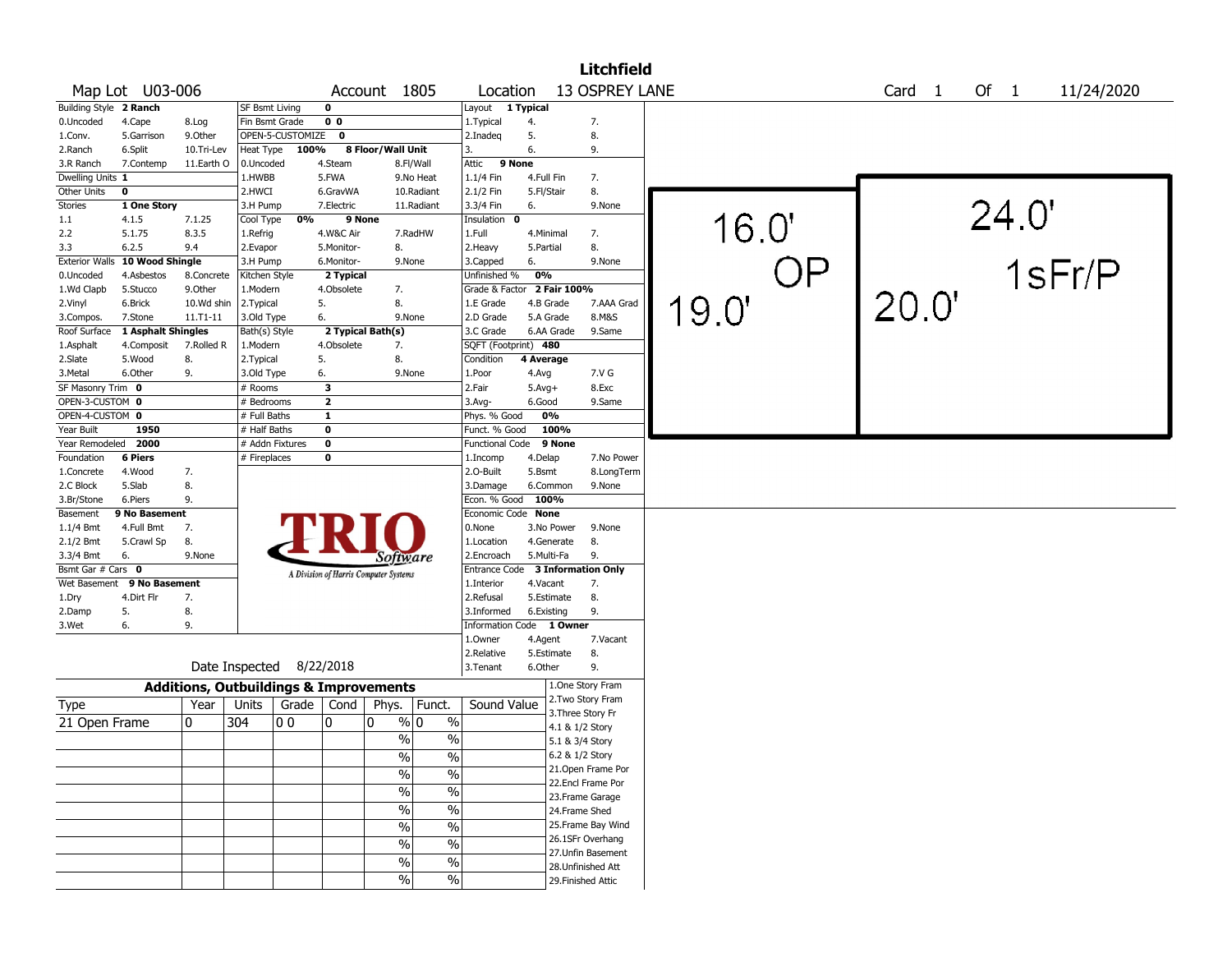# Litchfield

**Map Lot** U03-006 **Account** 1805 **Location** 13 OSPREY LANE **Card** 1 **Of** 1 11/24/2020

| Building Style | 2 Ranch | | SF Bsmt Living | 0 | | | Layout | 1 Typical | |
|---|---|---|---|---|---|---|---|---|---|
| 0.Uncoded | 4.Cape | 8.Log | Fin Bsmt Grade | 0 0 | | | 1.Typical | 4. | 7. |
| 1.Conv. | 5.Garrison | 9.Other | OPEN-5-CUSTOMIZE | 0 | | | 2.Inadeq | 5. | 8. |
| 2.Ranch | 6.Split | 10.Tri-Lev | Heat Type | 100% | 8 Floor/Wall Unit | | 3. | 6. | 9. |
| 3.R Ranch | 7.Contemp | 11.Earth O | 0.Uncoded | 4.Steam | 8.Fl/Wall | | Attic | 9 None | |
| Dwelling Units | 1 | | 1.HWBB | 5.FWA | 9.No Heat | | 1.1/4 Fin | 4.Full Fin | 7. |
| Other Units | 0 | | 2.HWCI | 6.GravWA | 10.Radiant | | 2.1/2 Fin | 5.Fl/Stair | 8. |
| Stories | 1 One Story | | 3.H Pump | 7.Electric | 11.Radiant | | 3.3/4 Fin | 6. | 9.None |
| 1.1 | 4.1.5 | 7.1.25 | Cool Type | 0% | 9 None | | Insulation | 0 | |
| 2.2 | 5.1.75 | 8.3.5 | 1.Refrig | 4.W&C Air | 7.RadHW | | 1.Full | 4.Minimal | 7. |
| 3.3 | 6.2.5 | 9.4 | 2.Evapor | 5.Monitor- | 8. | | 2.Heavy | 5.Partial | 8. |
| Exterior Walls | 10 Wood Shingle | | 3.H Pump | 6.Monitor- | 9.None | | 3.Capped | 6. | 9.None |
| 0.Uncoded | 4.Asbestos | 8.Concrete | Kitchen Style | 2 Typical | | | Unfinished % | 0% | |
| 1.Wd Clapb | 5.Stucco | 9.Other | 1.Modern | 4.Obsolete | 7. | | Grade & Factor | 2 Fair 100% | |
| 2.Vinyl | 6.Brick | 10.Wd shin | 2.Typical | 5. | 8. | | 1.E Grade | 4.B Grade | 7.AAA Grad |
| 3.Compos. | 7.Stone | 11.T1-11 | 3.Old Type | 6. | 9.None | | 2.D Grade | 5.A Grade | 8.M&S |
| Roof Surface | 1 Asphalt Shingles | | Bath(s) Style | 2 Typical Bath(s) | | | 3.C Grade | 6.AA Grade | 9.Same |
| 1.Asphalt | 4.Composit | 7.Rolled R | 1.Modern | 4.Obsolete | 7. | | SQFT (Footprint) | 480 | |
| 2.Slate | 5.Wood | 8. | 2.Typical | 5. | 8. | | Condition | 4 Average | |
| 3.Metal | 6.Other | 9. | 3.Old Type | 6. | 9.None | | 1.Poor | 4.Avg | 7.V G |
| SF Masonry Trim | 0 | | # Rooms | 3 | | | 2.Fair | 5.Avg+ | 8.Exc |
| OPEN-3-CUSTOM | 0 | | # Bedrooms | 2 | | | 3.Avg- | 6.Good | 9.Same |
| OPEN-4-CUSTOM | 0 | | # Full Baths | 1 | | | Phys. % Good | 0% | |
| Year Built | 1950 | | # Half Baths | 0 | | | Funct. % Good | 100% | |
| Year Remodeled | 2000 | | # Addn Fixtures | 0 | | | Functional Code | 9 None | |
| Foundation | 6 Piers | | # Fireplaces | 0 | | | 1.Incomp | 4.Delap | 7.No Power |
| 1.Concrete | 4.Wood | 7. | | | | | 2.O-Built | 5.Bsmt | 8.LongTerm |
| 2.C Block | 5.Slab | 8. | | | | | 3.Damage | 6.Common | 9.None |
| 3.Br/Stone | 6.Piers | 9. | | | | | Econ. % Good | 100% | |
| Basement | 9 No Basement | | | | | | Economic Code | None | |
| 1.1/4 Bmt | 4.Full Bmt | 7. | | | | | 0.None | 3.No Power | 9.None |
| 2.1/2 Bmt | 5.Crawl Sp | 8. | | | | | 1.Location | 4.Generate | 8. |
| 3.3/4 Bmt | 6. | 9.None | | | | | 2.Encroach | 5.Multi-Fa | 9. |
| Bsmt Gar # Cars | 0 | | | | | | Entrance Code | 3 Information Only | |
| Wet Basement | 9 No Basement | | | | | | 1.Interior | 4.Vacant | 7. |
| 1.Dry | 4.Dirt Flr | 7. | | | | | 2.Refusal | 5.Estimate | 8. |
| 2.Damp | 5. | 8. | | | | | 3.Informed | 6.Existing | 9. |
| 3.Wet | 6. | 9. | | | | | Information Code | 1 Owner | |
| | | | | | | | 1.Owner | 4.Agent | 7.Vacant |
| | | | | | | | 2.Relative | 5.Estimate | 8. |
| | | | Date Inspected | 8/22/2018 | | | 3.Tenant | 6.Other | 9. |

TRIO Software — A Division of Harris Computer Systems

Sketch: OP 16.0' x 19.0'; 1sFr/P 24.0' x 20.0'

## Additions, Outbuildings & Improvements

| Type | Year | Units | Grade | Cond | Phys. | Funct. | Sound Value |
|---|---|---|---|---|---|---|---|
| 21 Open Frame | 0 | 304 | 0 0 | 0 | 0 % | 0 % | |
| | | | | | % | % | |
| | | | | | % | % | |
| | | | | | % | % | |
| | | | | | % | % | |
| | | | | | % | % | |
| | | | | | % | % | |
| | | | | | % | % | |
| | | | | | % | % | |
| | | | | | % | % | |

1.One Story Fram
2.Two Story Fram
3.Three Story Fr
4.1 & 1/2 Story
5.1 & 3/4 Story
6.2 & 1/2 Story
21.Open Frame Por
22.Encl Frame Por
23.Frame Garage
24.Frame Shed
25.Frame Bay Wind
26.1SFr Overhang
27.Unfin Basement
28.Unfinished Att
29.Finished Attic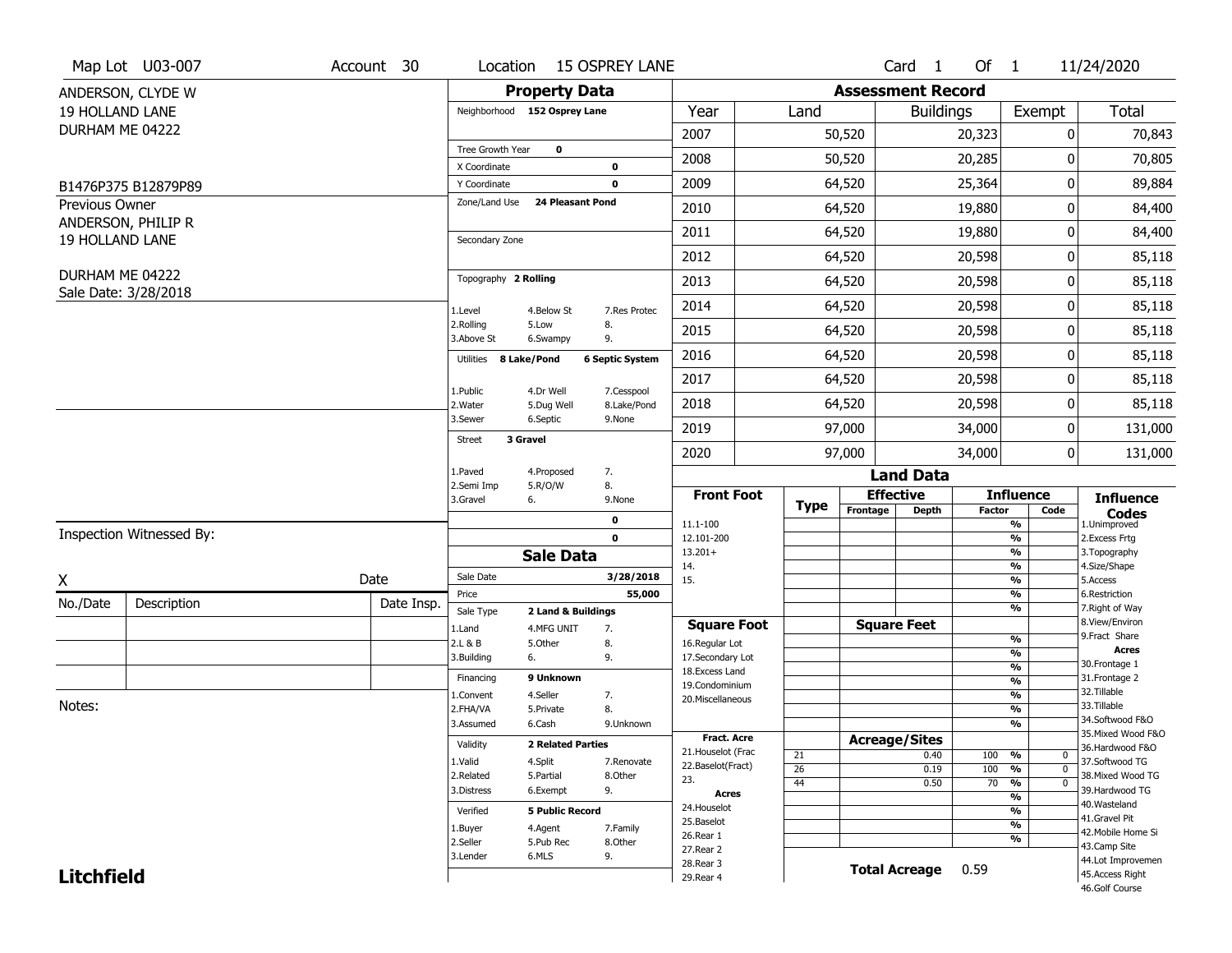Map Lot U03-007 | Account 30 | Location 15 OSPREY LANE | Card 1 Of 1 | 11/24/2020

ANDERSON, CLYDE W
19 HOLLAND LANE
DURHAM ME 04222

B1476P375 B12879P89

Previous Owner
ANDERSON, PHILIP R
19 HOLLAND LANE

DURHAM ME 04222
Sale Date: 3/28/2018

## Property Data

Neighborhood **152 Osprey Lane**

Tree Growth Year **0**
X Coordinate **0**
Y Coordinate **0**
Zone/Land Use **24 Pleasant Pond**

Secondary Zone

Topography **2 Rolling**

| | | |
|---|---|---|
| 1.Level | 4.Below St | 7.Res Protec |
| 2.Rolling | 5.Low | 8. |
| 3.Above St | 6.Swampy | 9. |

Utilities **8 Lake/Pond** **6 Septic System**

| | | |
|---|---|---|
| 1.Public | 4.Dr Well | 7.Cesspool |
| 2.Water | 5.Dug Well | 8.Lake/Pond |
| 3.Sewer | 6.Septic | 9.None |

Street **3 Gravel**

| | | |
|---|---|---|
| 1.Paved | 4.Proposed | 7. |
| 2.Semi Imp | 5.R/O/W | 8. |
| 3.Gravel | 6. | 9.None |

0
0

## Sale Data

Sale Date **3/28/2018**
Price **55,000**
Sale Type **2 Land & Buildings**

| | | |
|---|---|---|
| 1.Land | 4.MFG UNIT | 7. |
| 2.L & B | 5.Other | 8. |
| 3.Building | 6. | 9. |

Financing **9 Unknown**

| | | |
|---|---|---|
| 1.Convent | 4.Seller | 7. |
| 2.FHA/VA | 5.Private | 8. |
| 3.Assumed | 6.Cash | 9.Unknown |

Validity **2 Related Parties**

| | | |
|---|---|---|
| 1.Valid | 4.Split | 7.Renovate |
| 2.Related | 5.Partial | 8.Other |
| 3.Distress | 6.Exempt | 9. |

Verified **5 Public Record**

| | | |
|---|---|---|
| 1.Buyer | 4.Agent | 7.Family |
| 2.Seller | 5.Pub Rec | 8.Other |
| 3.Lender | 6.MLS | 9. |

## Assessment Record

| Year | Land | Buildings | Exempt | Total |
|---|---|---|---|---|
| 2007 | 50,520 | 20,323 | 0 | 70,843 |
| 2008 | 50,520 | 20,285 | 0 | 70,805 |
| 2009 | 64,520 | 25,364 | 0 | 89,884 |
| 2010 | 64,520 | 19,880 | 0 | 84,400 |
| 2011 | 64,520 | 19,880 | 0 | 84,400 |
| 2012 | 64,520 | 20,598 | 0 | 85,118 |
| 2013 | 64,520 | 20,598 | 0 | 85,118 |
| 2014 | 64,520 | 20,598 | 0 | 85,118 |
| 2015 | 64,520 | 20,598 | 0 | 85,118 |
| 2016 | 64,520 | 20,598 | 0 | 85,118 |
| 2017 | 64,520 | 20,598 | 0 | 85,118 |
| 2018 | 64,520 | 20,598 | 0 | 85,118 |
| 2019 | 97,000 | 34,000 | 0 | 131,000 |
| 2020 | 97,000 | 34,000 | 0 | 131,000 |

## Land Data

| Front Foot | Type | Effective Frontage | Effective Depth | Influence Factor | Influence Code |
|---|---|---|---|---|---|
| 11.1-100 | | | | % | |
| 12.101-200 | | | | % | |
| 13.201+ | | | | % | |
| 14. | | | | % | |
| 15. | | | | % | |
| | | | | % | |
| | | | | % | |

| Square Foot | Square Feet | | |
|---|---|---|---|
| 16.Regular Lot | | % | |
| 17.Secondary Lot | | % | |
| 18.Excess Land | | % | |
| 19.Condominium | | % | |
| 20.Miscellaneous | | % | |
| | | % | |
| | | % | |

| Fract. Acre | Type | Acreage/Sites | Factor | Code |
|---|---|---|---|---|
| 21.Houselot (Frac | 21 | 0.40 | 100 % | 0 |
| 22.Baselot(Fract) | 26 | 0.19 | 100 % | 0 |
| 23. | 44 | 0.50 | 70 % | 0 |
| **Acres** | | | % | |
| 24.Houselot | | | % | |
| 25.Baselot | | | % | |
| 26.Rear 1 | | | % | |
| 27.Rear 2 | | | | |
| 28.Rear 3 | | | | |
| 29.Rear 4 | | | | |

**Total Acreage** 0.59

**Influence Codes**
1.Unimproved
2.Excess Frtg
3.Topography
4.Size/Shape
5.Access
6.Restriction
7.Right of Way
8.View/Environ
9.Fract Share
**Acres**
30.Frontage 1
31.Frontage 2
32.Tillable
33.Tillable
34.Softwood F&O
35.Mixed Wood F&O
36.Hardwood F&O
37.Softwood TG
38.Mixed Wood TG
39.Hardwood TG
40.Wasteland
41.Gravel Pit
42.Mobile Home Si
43.Camp Site
44.Lot Improvemen
45.Access Right
46.Golf Course

Inspection Witnessed By:

X Date

| No./Date | Description | Date Insp. |
|---|---|---|
| | | |
| | | |
| | | |

Notes:

**Litchfield**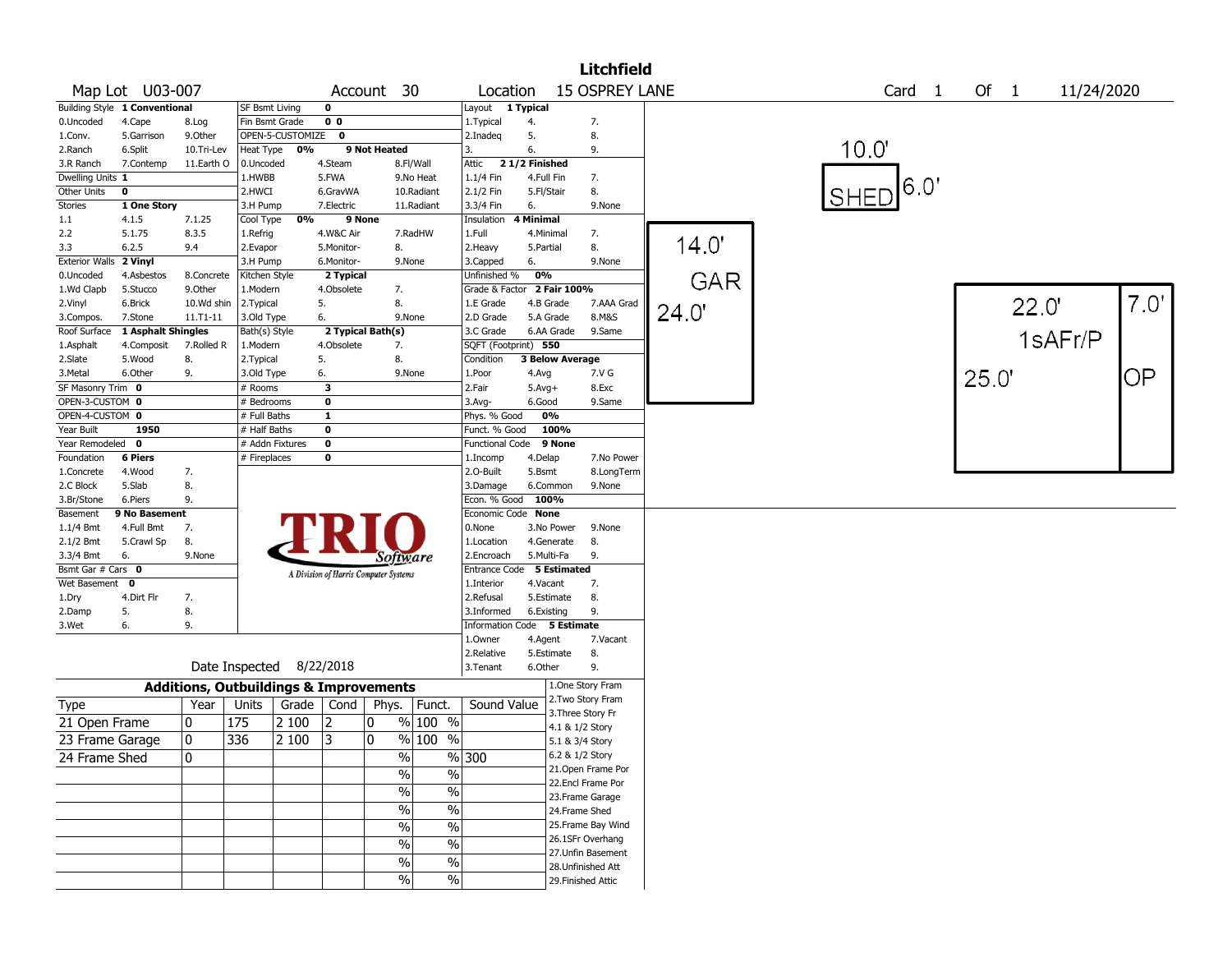# Litchfield

Map Lot U03-007 | Account 30 | Location 15 OSPREY LANE | Card 1 Of 1 | 11/24/2020

| Field | Value | Codes | | |
|---|---|---|---|---|
| Building Style | 1 Conventional | 0.Uncoded, 4.Cape, 8.Log | 1.Conv., 5.Garrison, 9.Other | 2.Ranch, 6.Split, 10.Tri-Lev; 3.R Ranch, 7.Contemp, 11.Earth O |
| Dwelling Units | 1 | | | |
| Other Units | 0 | | | |
| Stories | 1 One Story | 1.1, 4.1.5, 7.1.25 | 2.2, 5.1.75, 8.3.5 | 3.3, 6.2.5, 9.4 |
| Exterior Walls | 2 Vinyl | 0.Uncoded, 4.Asbestos, 8.Concrete | 1.Wd Clapb, 5.Stucco, 9.Other | 2.Vinyl, 6.Brick, 10.Wd shin; 3.Compos., 7.Stone, 11.T1-11 |
| Roof Surface | 1 Asphalt Shingles | 1.Asphalt, 4.Composit, 7.Rolled R | 2.Slate, 5.Wood, 8. | 3.Metal, 6.Other, 9. |
| SF Masonry Trim | 0 | | | |
| OPEN-3-CUSTOM | 0 | | | |
| OPEN-4-CUSTOM | 0 | | | |
| Year Built | 1950 | | | |
| Year Remodeled | 0 | | | |
| Foundation | 6 Piers | 1.Concrete, 4.Wood, 7. | 2.C Block, 5.Slab, 8. | 3.Br/Stone, 6.Piers, 9. |
| Basement | 9 No Basement | 1.1/4 Bmt, 4.Full Bmt, 7. | 2.1/2 Bmt, 5.Crawl Sp, 8. | 3.3/4 Bmt, 6., 9.None |
| Bsmt Gar # Cars | 0 | | | |
| Wet Basement | 0 | 1.Dry, 4.Dirt Flr, 7. | 2.Damp, 5., 8. | 3.Wet, 6., 9. |

| Field | Value | Codes | | |
|---|---|---|---|---|
| SF Bsmt Living | 0 | | | |
| Fin Bsmt Grade | 0 0 | | | |
| OPEN-5-CUSTOMIZE | 0 | | | |
| Heat Type | 0% 9 Not Heated | 0.Uncoded, 4.Steam, 8.Fl/Wall | 1.HWBB, 5.FWA, 9.No Heat | 2.HWCI, 6.GravWA, 10.Radiant; 3.H Pump, 7.Electric, 11.Radiant |
| Cool Type | 0% 9 None | 1.Refrig, 4.W&C Air, 7.RadHW | 2.Evapor, 5.Monitor-, 8. | 3.H Pump, 6.Monitor-, 9.None |
| Kitchen Style | 2 Typical | 1.Modern, 4.Obsolete, 7. | 2.Typical, 5., 8. | 3.Old Type, 6., 9.None |
| Bath(s) Style | 2 Typical Bath(s) | 1.Modern, 4.Obsolete, 7. | 2.Typical, 5., 8. | 3.Old Type, 6., 9.None |
| # Rooms | 3 | | | |
| # Bedrooms | 0 | | | |
| # Full Baths | 1 | | | |
| # Half Baths | 0 | | | |
| # Addn Fixtures | 0 | | | |
| # Fireplaces | 0 | | | |

| Field | Value | Codes | | |
|---|---|---|---|---|
| Layout | 1 Typical | 1.Typical, 4., 7. | 2.Inadeq, 5., 8. | 3., 6., 9. |
| Attic | 2 1/2 Finished | 1.1/4 Fin, 4.Full Fin, 7. | 2.1/2 Fin, 5.Fl/Stair, 8. | 3.3/4 Fin, 6., 9.None |
| Insulation | 4 Minimal | 1.Full, 4.Minimal, 7. | 2.Heavy, 5.Partial, 8. | 3.Capped, 6., 9.None |
| Unfinished % | 0% | | | |
| Grade & Factor | 2 Fair 100% | 1.E Grade, 4.B Grade, 7.AAA Grad | 2.D Grade, 5.A Grade, 8.M&S | 3.C Grade, 6.AA Grade, 9.Same |
| SQFT (Footprint) | 550 | | | |
| Condition | 3 Below Average | 1.Poor, 4.Avg, 7.V G | 2.Fair, 5.Avg+, 8.Exc | 3.Avg-, 6.Good, 9.Same |
| Phys. % Good | 0% | | | |
| Funct. % Good | 100% | | | |
| Functional Code | 9 None | 1.Incomp, 4.Delap, 7.No Power | 2.O-Built, 5.Bsmt, 8.LongTerm | 3.Damage, 6.Common, 9.None |
| Econ. % Good | 100% | | | |
| Economic Code | None | 0.None, 3.No Power, 9.None | 1.Location, 4.Generate, 8. | 2.Encroach, 5.Multi-Fa, 9. |
| Entrance Code | 5 Estimated | 1.Interior, 4.Vacant, 7. | 2.Refusal, 5.Estimate, 8. | 3.Informed, 6.Existing, 9. |
| Information Code | 5 Estimate | 1.Owner, 4.Agent, 7.Vacant | 2.Relative, 5.Estimate, 8. | 3.Tenant, 6.Other, 9. |

Date Inspected 8/22/2018

## Additions, Outbuildings & Improvements

| Type | Year | Units | Grade | Cond | Phys. | Funct. | Sound Value |
|---|---|---|---|---|---|---|---|
| 21 Open Frame | 0 | 175 | 2 100 | 2 | 0 % | 100 % | |
| 23 Frame Garage | 0 | 336 | 2 100 | 3 | 0 % | 100 % | |
| 24 Frame Shed | 0 | | | | % | % | 300 |

1.One Story Fram, 2.Two Story Fram, 3.Three Story Fr, 4.1 & 1/2 Story, 5.1 & 3/4 Story, 6.2 & 1/2 Story, 21.Open Frame Por, 22.Encl Frame Por, 23.Frame Garage, 24.Frame Shed, 25.Frame Bay Wind, 26.1SFr Overhang, 27.Unfin Basement, 28.Unfinished Att, 29.Finished Attic

Sketch: SHED 10.0' x 6.0'; GAR 14.0' x 24.0'; 1sAFr/P 22.0' x 25.0'; OP 7.0'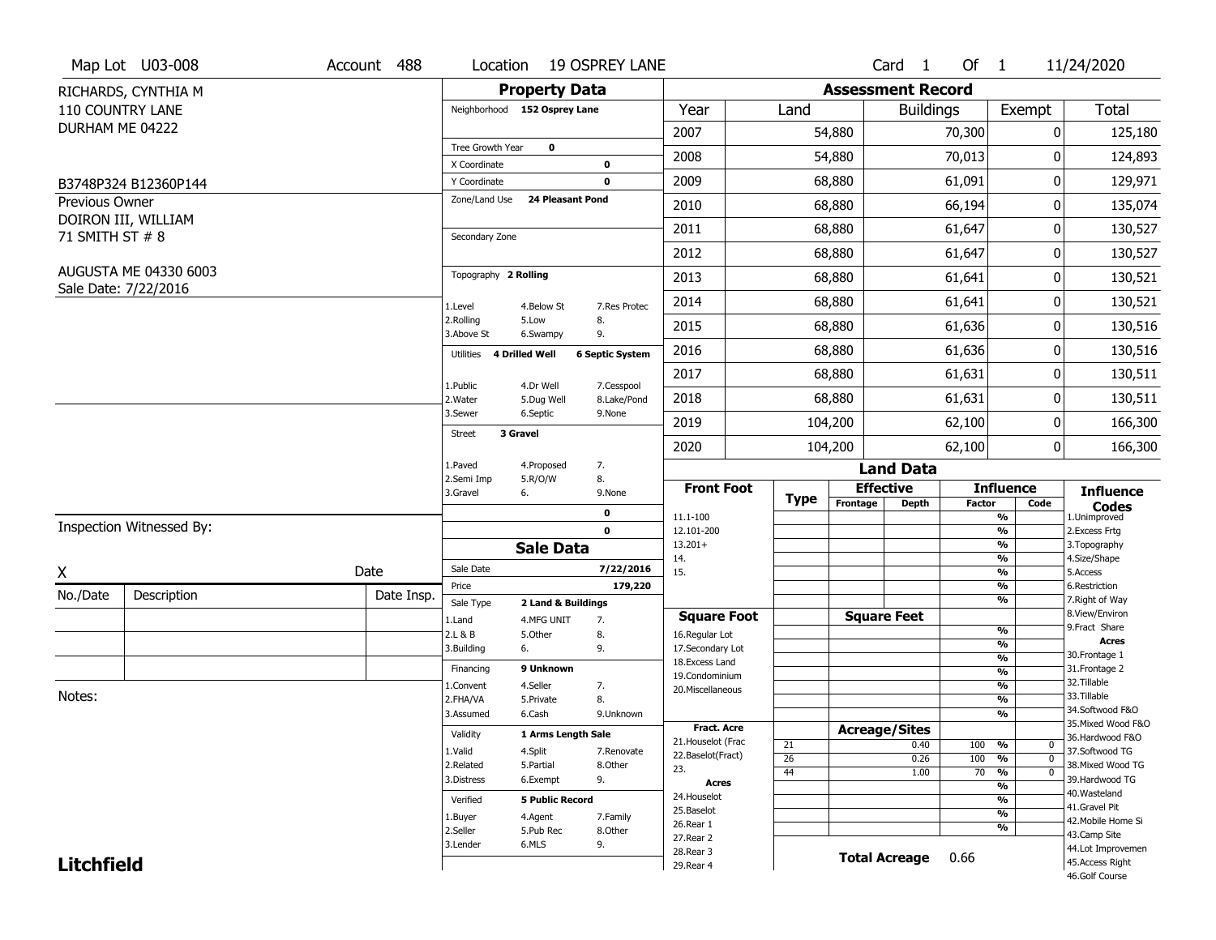Map Lot U03-008 | Account 488 | Location 19 OSPREY LANE | Card 1 Of 1 | 11/24/2020

RICHARDS, CYNTHIA M
110 COUNTRY LANE
DURHAM ME 04222

B3748P324 B12360P144

Previous Owner
DOIRON III, WILLIAM
71 SMITH ST # 8

AUGUSTA ME 04330 6003
Sale Date: 7/22/2016

## Property Data

Neighborhood **152 Osprey Lane**

Tree Growth Year **0**
X Coordinate **0**
Y Coordinate **0**
Zone/Land Use **24 Pleasant Pond**

Secondary Zone

Topography **2 Rolling**

1.Level 4.Below St 7.Res Protec
2.Rolling 5.Low 8.
3.Above St 6.Swampy 9.

Utilities **4 Drilled Well** **6 Septic System**

1.Public 4.Dr Well 7.Cesspool
2.Water 5.Dug Well 8.Lake/Pond
3.Sewer 6.Septic 9.None

Street **3 Gravel**

1.Paved 4.Proposed 7.
2.Semi Imp 5.R/O/W 8.
3.Gravel 6. 9.None

**0**
**0**

## Sale Data

Sale Date **7/22/2016**
Price **179,220**
Sale Type **2 Land & Buildings**

1.Land 4.MFG UNIT 7.
2.L & B 5.Other 8.
3.Building 6. 9.

Financing **9 Unknown**

1.Convent 4.Seller 7.
2.FHA/VA 5.Private 8.
3.Assumed 6.Cash 9.Unknown

Validity **1 Arms Length Sale**

1.Valid 4.Split 7.Renovate
2.Related 5.Partial 8.Other
3.Distress 6.Exempt 9.

Verified **5 Public Record**

1.Buyer 4.Agent 7.Family
2.Seller 5.Pub Rec 8.Other
3.Lender 6.MLS 9.

## Assessment Record

| Year | Land | Buildings | Exempt | Total |
|---|---|---|---|---|
| 2007 | 54,880 | 70,300 | 0 | 125,180 |
| 2008 | 54,880 | 70,013 | 0 | 124,893 |
| 2009 | 68,880 | 61,091 | 0 | 129,971 |
| 2010 | 68,880 | 66,194 | 0 | 135,074 |
| 2011 | 68,880 | 61,647 | 0 | 130,527 |
| 2012 | 68,880 | 61,647 | 0 | 130,527 |
| 2013 | 68,880 | 61,641 | 0 | 130,521 |
| 2014 | 68,880 | 61,641 | 0 | 130,521 |
| 2015 | 68,880 | 61,636 | 0 | 130,516 |
| 2016 | 68,880 | 61,636 | 0 | 130,516 |
| 2017 | 68,880 | 61,631 | 0 | 130,511 |
| 2018 | 68,880 | 61,631 | 0 | 130,511 |
| 2019 | 104,200 | 62,100 | 0 | 166,300 |
| 2020 | 104,200 | 62,100 | 0 | 166,300 |

## Land Data

| | Type | Effective Frontage | Effective Depth | Influence Factor | Influence Code |
|---|---|---|---|---|---|
| **Front Foot** | | | | | |
| 11.1-100 | | | | % | |
| 12.101-200 | | | | % | |
| 13.201+ | | | | % | |
| 14. | | | | % | |
| 15. | | | | % | |
| | | | | % | |
| **Square Foot** | | **Square Feet** | | | |
| 16.Regular Lot | | | | % | |
| 17.Secondary Lot | | | | % | |
| 18.Excess Land | | | | % | |
| 19.Condominium | | | | % | |
| 20.Miscellaneous | | | | % | |
| | | | | % | |
| | | | | % | |
| **Fract. Acre** | | **Acreage/Sites** | | | |
| 21.Houselot (Frac | 21 | | 0.40 | 100 % | 0 |
| 22.Baselot(Fract) | 26 | | 0.26 | 100 % | 0 |
| 23. | 44 | | 1.00 | 70 % | 0 |
| **Acres** | | | | % | |
| 24.Houselot | | | | % | |
| 25.Baselot | | | | % | |
| 26.Rear 1 | | | | % | |
| 27.Rear 2 | | | | | |
| 28.Rear 3 | | | | | |
| 29.Rear 4 | | | | | |

**Total Acreage** 0.66

**Influence Codes**
1.Unimproved
2.Excess Frtg
3.Topography
4.Size/Shape
5.Access
6.Restriction
7.Right of Way
8.View/Environ
9.Fract Share
**Acres**
30.Frontage 1
31.Frontage 2
32.Tillable
33.Tillable
34.Softwood F&O
35.Mixed Wood F&O
36.Hardwood F&O
37.Softwood TG
38.Mixed Wood TG
39.Hardwood TG
40.Wasteland
41.Gravel Pit
42.Mobile Home Si
43.Camp Site
44.Lot Improvemen
45.Access Right
46.Golf Course

Inspection Witnessed By:

X ______________________ Date

| No./Date | Description | Date Insp. |
|---|---|---|
| | | |
| | | |
| | | |

Notes:

**Litchfield**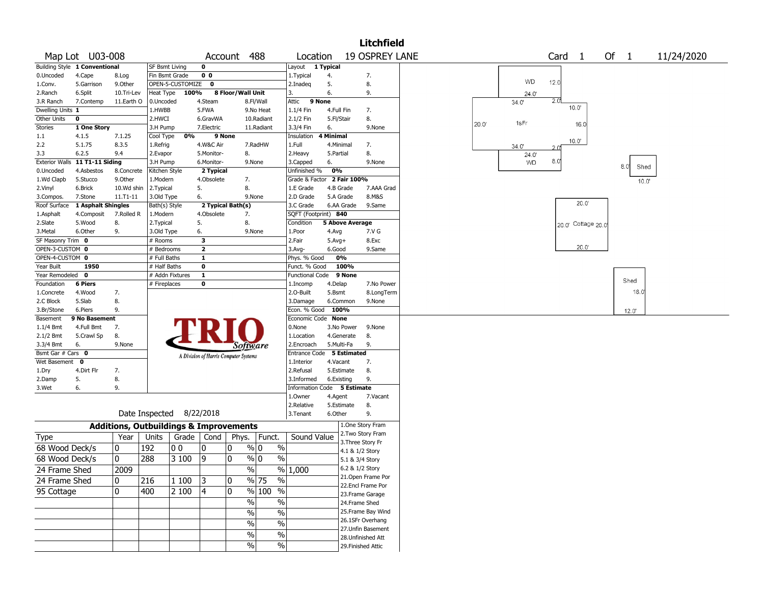# Litchfield

**Map Lot** U03-008 **Account** 488 **Location** 19 OSPREY LANE **Card** 1 **Of** 1 11/24/2020

| Building Style | 1 Conventional | | SF Bsmt Living | 0 | | Layout | 1 Typical | |
|---|---|---|---|---|---|---|---|---|
| 0.Uncoded | 4.Cape | 8.Log | Fin Bsmt Grade | 0 0 | | 1.Typical | 4. | 7. |
| 1.Conv. | 5.Garrison | 9.Other | OPEN-5-CUSTOMIZE | 0 | | 2.Inadeq | 5. | 8. |
| 2.Ranch | 6.Split | 10.Tri-Lev | Heat Type | 100% | 8 Floor/Wall Unit | 3. | 6. | 9. |
| 3.R Ranch | 7.Contemp | 11.Earth O | 0.Uncoded | 4.Steam | 8.Fl/Wall | Attic | 9 None | |
| Dwelling Units | 1 | | 1.HWBB | 5.FWA | 9.No Heat | 1.1/4 Fin | 4.Full Fin | 7. |
| Other Units | 0 | | 2.HWCI | 6.GravWA | 10.Radiant | 2.1/2 Fin | 5.Fl/Stair | 8. |
| Stories | 1 One Story | | 3.H Pump | 7.Electric | 11.Radiant | 3.3/4 Fin | 6. | 9.None |
| 1.1 | 4.1.5 | 7.1.25 | Cool Type | 0% | 9 None | Insulation | 4 Minimal | |
| 2.2 | 5.1.75 | 8.3.5 | 1.Refrig | 4.W&C Air | 7.RadHW | 1.Full | 4.Minimal | 7. |
| 3.3 | 6.2.5 | 9.4 | 2.Evapor | 5.Monitor- | 8. | 2.Heavy | 5.Partial | 8. |
| Exterior Walls | 11 T1-11 Siding | | 3.H Pump | 6.Monitor- | 9.None | 3.Capped | 6. | 9.None |
| 0.Uncoded | 4.Asbestos | 8.Concrete | Kitchen Style | 2 Typical | | Unfinished % | 0% | |
| 1.Wd Clapb | 5.Stucco | 9.Other | 1.Modern | 4.Obsolete | 7. | Grade & Factor | 2 Fair 100% | |
| 2.Vinyl | 6.Brick | 10.Wd shin | 2.Typical | 5. | 8. | 1.E Grade | 4.B Grade | 7.AAA Grad |
| 3.Compos. | 7.Stone | 11.T1-11 | 3.Old Type | 6. | 9.None | 2.D Grade | 5.A Grade | 8.M&S |
| Roof Surface | 1 Asphalt Shingles | | Bath(s) Style | 2 Typical Bath(s) | | 3.C Grade | 6.AA Grade | 9.Same |
| 1.Asphalt | 4.Composit | 7.Rolled R | 1.Modern | 4.Obsolete | 7. | SQFT (Footprint) | 840 | |
| 2.Slate | 5.Wood | 8. | 2.Typical | 5. | 8. | Condition | 5 Above Average | |
| 3.Metal | 6.Other | 9. | 3.Old Type | 6. | 9.None | 1.Poor | 4.Avg | 7.V G |
| SF Masonry Trim | 0 | | # Rooms | 3 | | 2.Fair | 5.Avg+ | 8.Exc |
| OPEN-3-CUSTOM | 0 | | # Bedrooms | 2 | | 3.Avg- | 6.Good | 9.Same |
| OPEN-4-CUSTOM | 0 | | # Full Baths | 1 | | Phys. % Good | 0% | |
| Year Built | 1950 | | # Half Baths | 0 | | Funct. % Good | 100% | |
| Year Remodeled | 0 | | # Addn Fixtures | 1 | | Functional Code | 9 None | |
| Foundation | 6 Piers | | # Fireplaces | 0 | | 1.Incomp | 4.Delap | 7.No Power |
| 1.Concrete | 4.Wood | 7. | | | | 2.O-Built | 5.Bsmt | 8.LongTerm |
| 2.C Block | 5.Slab | 8. | | | | 3.Damage | 6.Common | 9.None |
| 3.Br/Stone | 6.Piers | 9. | | | | Econ. % Good | 100% | |
| Basement | 9 No Basement | | | | | Economic Code | None | |
| 1.1/4 Bmt | 4.Full Bmt | 7. | | | | 0.None | 3.No Power | 9.None |
| 2.1/2 Bmt | 5.Crawl Sp | 8. | | | | 1.Location | 4.Generate | 8. |
| 3.3/4 Bmt | 6. | 9.None | | | | 2.Encroach | 5.Multi-Fa | 9. |
| Bsmt Gar # Cars | 0 | | | | | Entrance Code | 5 Estimated | |
| Wet Basement | 0 | | | | | 1.Interior | 4.Vacant | 7. |
| 1.Dry | 4.Dirt Flr | 7. | | | | 2.Refusal | 5.Estimate | 8. |
| 2.Damp | 5. | 8. | | | | 3.Informed | 6.Existing | 9. |
| 3.Wet | 6. | 9. | | | | Information Code | 5 Estimate | |
| | | | | | | 1.Owner | 4.Agent | 7.Vacant |
| | | | | | | 2.Relative | 5.Estimate | 8. |
| | | | Date Inspected | 8/22/2018 | | 3.Tenant | 6.Other | 9. |

TRIO Software — A Division of Harris Computer Systems

## Additions, Outbuildings & Improvements

| Type | Year | Units | Grade | Cond | Phys. | Funct. | Sound Value |
|---|---|---|---|---|---|---|---|
| 68 Wood Deck/s | 0 | 192 | 0 0 | 0 | 0 % | 0 % | |
| 68 Wood Deck/s | 0 | 288 | 3 100 | 9 | 0 % | 0 % | |
| 24 Frame Shed | 2009 | | | | % | % | 1,000 |
| 24 Frame Shed | 0 | 216 | 1 100 | 3 | 0 % | 75 % | |
| 95 Cottage | 0 | 400 | 2 100 | 4 | 0 % | 100 % | |
| | | | | | % | % | |
| | | | | | % | % | |
| | | | | | % | % | |
| | | | | | % | % | |
| | | | | | % | % | |

1.One Story Fram
2.Two Story Fram
3.Three Story Fr
4.1 & 1/2 Story
5.1 & 3/4 Story
6.2 & 1/2 Story
21.Open Frame Por
22.Encl Frame Por
23.Frame Garage
24.Frame Shed
25.Frame Bay Wind
26.1SFr Overhang
27.Unfin Basement
28.Unfinished Att
29.Finished Attic

Sketch: WD 12.0 × 24.0; 1sFr 34.0 × 20.0 (with 2.0 × 10.0 bump-outs, 16.0); WD 24.0 × 8.0; Shed 8.0 × 10.0; Cottage 20.0 × 20.0; Shed 18.0 × 12.0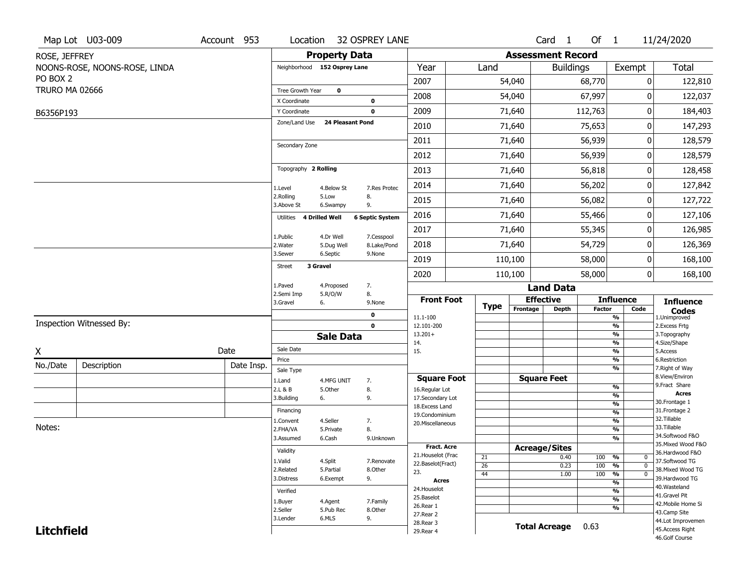Map Lot U03-009 | Account 953 | Location 32 OSPREY LANE | Card 1 Of 1 | 11/24/2020

ROSE, JEFFREY
NOONS-ROSE, NOONS-ROSE, LINDA
PO BOX 2
TRURO MA 02666

B6356P193

## Property Data

Neighborhood 152 Osprey Lane

Tree Growth Year 0
X Coordinate 0
Y Coordinate 0
Zone/Land Use 24 Pleasant Pond

Secondary Zone

Topography 2 Rolling

| | | |
|---|---|---|
| 1.Level | 4.Below St | 7.Res Protec |
| 2.Rolling | 5.Low | 8. |
| 3.Above St | 6.Swampy | 9. |

Utilities 4 Drilled Well | 6 Septic System

| | | |
|---|---|---|
| 1.Public | 4.Dr Well | 7.Cesspool |
| 2.Water | 5.Dug Well | 8.Lake/Pond |
| 3.Sewer | 6.Septic | 9.None |

Street 3 Gravel

| | | |
|---|---|---|
| 1.Paved | 4.Proposed | 7. |
| 2.Semi Imp | 5.R/O/W | 8. |
| 3.Gravel | 6. | 9.None |

0
0

## Assessment Record

| Year | Land | Buildings | Exempt | Total |
|---|---|---|---|---|
| 2007 | 54,040 | 68,770 | 0 | 122,810 |
| 2008 | 54,040 | 67,997 | 0 | 122,037 |
| 2009 | 71,640 | 112,763 | 0 | 184,403 |
| 2010 | 71,640 | 75,653 | 0 | 147,293 |
| 2011 | 71,640 | 56,939 | 0 | 128,579 |
| 2012 | 71,640 | 56,939 | 0 | 128,579 |
| 2013 | 71,640 | 56,818 | 0 | 128,458 |
| 2014 | 71,640 | 56,202 | 0 | 127,842 |
| 2015 | 71,640 | 56,082 | 0 | 127,722 |
| 2016 | 71,640 | 55,466 | 0 | 127,106 |
| 2017 | 71,640 | 55,345 | 0 | 126,985 |
| 2018 | 71,640 | 54,729 | 0 | 126,369 |
| 2019 | 110,100 | 58,000 | 0 | 168,100 |
| 2020 | 110,100 | 58,000 | 0 | 168,100 |

Inspection Witnessed By:

X Date

| No./Date | Description | Date Insp. |
|---|---|---|
| | | |
| | | |
| | | |

Notes:

## Sale Data

Sale Date
Price
Sale Type

| | | |
|---|---|---|
| 1.Land | 4.MFG UNIT | 7. |
| 2.L & B | 5.Other | 8. |
| 3.Building | 6. | 9. |

Financing

| | | |
|---|---|---|
| 1.Convent | 4.Seller | 7. |
| 2.FHA/VA | 5.Private | 8. |
| 3.Assumed | 6.Cash | 9.Unknown |

Validity

| | | |
|---|---|---|
| 1.Valid | 4.Split | 7.Renovate |
| 2.Related | 5.Partial | 8.Other |
| 3.Distress | 6.Exempt | 9. |

Verified

| | | |
|---|---|---|
| 1.Buyer | 4.Agent | 7.Family |
| 2.Seller | 5.Pub Rec | 8.Other |
| 3.Lender | 6.MLS | 9. |

## Land Data

| Front Foot | Type | Effective Frontage | Effective Depth | Influence Factor | Influence Code |
|---|---|---|---|---|---|
| 11.1-100 | | | | % | |
| 12.101-200 | | | | % | |
| 13.201+ | | | | % | |
| 14. | | | | % | |
| 15. | | | | % | |
| | | | | % | |
| | | | | % | |

| Square Foot | Type | Square Feet | Factor | Code |
|---|---|---|---|---|
| 16.Regular Lot | | | % | |
| 17.Secondary Lot | | | % | |
| 18.Excess Land | | | % | |
| 19.Condominium | | | % | |
| 20.Miscellaneous | | | % | |
| | | | % | |
| | | | % | |

| Fract. Acre | Type | Acreage/Sites | Factor | Code |
|---|---|---|---|---|
| 21.Houselot (Frac | 21 | 0.40 | 100 % | 0 |
| 22.Baselot(Fract) | 26 | 0.23 | 100 % | 0 |
| 23. | 44 | 1.00 | 100 % | 0 |
| **Acres** | | | % | |
| 24.Houselot | | | % | |
| 25.Baselot | | | % | |
| 26.Rear 1 | | | % | |
| 27.Rear 2 | | | | |
| 28.Rear 3 | | | | |
| 29.Rear 4 | | | | |

**Total Acreage** 0.63

**Influence Codes**
1.Unimproved
2.Excess Frtg
3.Topography
4.Size/Shape
5.Access
6.Restriction
7.Right of Way
8.View/Environ
9.Fract Share
**Acres**
30.Frontage 1
31.Frontage 2
32.Tillable
33.Tillable
34.Softwood F&O
35.Mixed Wood F&O
36.Hardwood F&O
37.Softwood TG
38.Mixed Wood TG
39.Hardwood TG
40.Wasteland
41.Gravel Pit
42.Mobile Home Si
43.Camp Site
44.Lot Improvemen
45.Access Right
46.Golf Course

**Litchfield**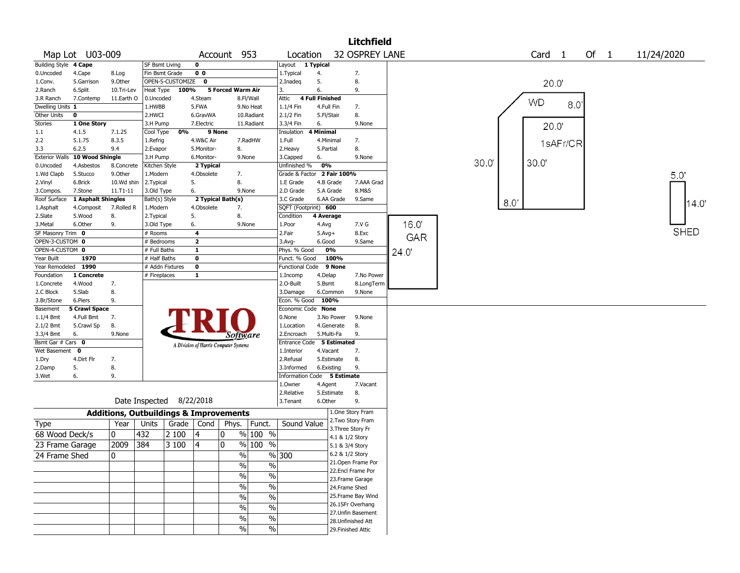# Litchfield

**Map Lot** U03-009 **Account** 953 **Location** 32 OSPREY LANE **Card** 1 **Of** 1 11/24/2020

| Field | Value | Options | | |
|---|---|---|---|---|
| Building Style | 4 Cape | 0.Uncoded, 1.Conv., 2.Ranch, 3.R Ranch | 4.Cape, 5.Garrison, 6.Split, 7.Contemp | 8.Log, 9.Other, 10.Tri-Lev, 11.Earth O |
| Dwelling Units | 1 | | | |
| Other Units | 0 | | | |
| Stories | 1 One Story | 1.1, 2.2, 3.3 | 4.1.5, 5.1.75, 6.2.5 | 7.1.25, 8.3.5, 9.4 |
| Exterior Walls | 10 Wood Shingle | 0.Uncoded, 1.Wd Clapb, 2.Vinyl, 3.Compos. | 4.Asbestos, 5.Stucco, 6.Brick, 7.Stone | 8.Concrete, 9.Other, 10.Wd shin, 11.T1-11 |
| Roof Surface | 1 Asphalt Shingles | 1.Asphalt, 2.Slate, 3.Metal | 4.Composit, 5.Wood, 6.Other | 7.Rolled R, 8., 9. |
| SF Masonry Trim | 0 | | | |
| OPEN-3-CUSTOM | 0 | | | |
| OPEN-4-CUSTOM | 0 | | | |
| Year Built | 1970 | | | |
| Year Remodeled | 1990 | | | |
| Foundation | 1 Concrete | 1.Concrete, 2.C Block, 3.Br/Stone | 4.Wood, 5.Slab, 6.Piers | 7., 8., 9. |
| Basement | 5 Crawl Space | 1.1/4 Bmt, 2.1/2 Bmt, 3.3/4 Bmt | 4.Full Bmt, 5.Crawl Sp, 6. | 7., 8., 9.None |
| Bsmt Gar # Cars | 0 | | | |
| Wet Basement | 0 | 1.Dry, 2.Damp, 3.Wet | 4.Dirt Flr, 5., 6. | 7., 8., 9. |

| Field | Value | Options | | |
|---|---|---|---|---|
| SF Bsmt Living | 0 | | | |
| Fin Bsmt Grade | 0 0 | | | |
| OPEN-5-CUSTOMIZE | 0 | | | |
| Heat Type | 100% 5 Forced Warm Air | 0.Uncoded, 1.HWBB, 2.HWCI, 3.H Pump | 4.Steam, 5.FWA, 6.GravWA, 7.Electric | 8.Fl/Wall, 9.No Heat, 10.Radiant, 11.Radiant |
| Cool Type | 0% 9 None | 1.Refrig, 2.Evapor, 3.H Pump | 4.W&C Air, 5.Monitor-, 6.Monitor- | 7.RadHW, 8., 9.None |
| Kitchen Style | 2 Typical | 1.Modern, 2.Typical, 3.Old Type | 4.Obsolete, 5., 6. | 7., 8., 9.None |
| Bath(s) Style | 2 Typical Bath(s) | 1.Modern, 2.Typical, 3.Old Type | 4.Obsolete, 5., 6. | 7., 8., 9.None |
| # Rooms | 4 | | | |
| # Bedrooms | 2 | | | |
| # Full Baths | 1 | | | |
| # Half Baths | 0 | | | |
| # Addn Fixtures | 0 | | | |
| # Fireplaces | 1 | | | |

| Field | Value | Options | | |
|---|---|---|---|---|
| Layout | 1 Typical | 1.Typical, 2.Inadeq, 3. | 4., 5., 6. | 7., 8., 9. |
| Attic | 4 Full Finished | 1.1/4 Fin, 2.1/2 Fin, 3.3/4 Fin | 4.Full Fin, 5.Fl/Stair, 6. | 7., 8., 9.None |
| Insulation | 4 Minimal | 1.Full, 2.Heavy, 3.Capped | 4.Minimal, 5.Partial, 6. | 7., 8., 9.None |
| Unfinished % | 0% | | | |
| Grade & Factor | 2 Fair 100% | 1.E Grade, 2.D Grade, 3.C Grade | 4.B Grade, 5.A Grade, 6.AA Grade | 7.AAA Grad, 8.M&S, 9.Same |
| SQFT (Footprint) | 600 | | | |
| Condition | 4 Average | 1.Poor, 2.Fair, 3.Avg- | 4.Avg, 5.Avg+, 6.Good | 7.V G, 8.Exc, 9.Same |
| Phys. % Good | 0% | | | |
| Funct. % Good | 100% | | | |
| Functional Code | 9 None | 1.Incomp, 2.O-Built, 3.Damage | 4.Delap, 5.Bsmt, 6.Common | 7.No Power, 8.LongTerm, 9.None |
| Econ. % Good | 100% | | | |
| Economic Code | None | 0.None, 1.Location, 2.Encroach | 3.No Power, 4.Generate, 5.Multi-Fa | 9.None, 8., 9. |
| Entrance Code | 5 Estimated | 1.Interior, 2.Refusal, 3.Informed | 4.Vacant, 5.Estimate, 6.Existing | 7., 8., 9. |
| Information Code | 5 Estimate | 1.Owner, 2.Relative, 3.Tenant | 4.Agent, 5.Estimate, 6.Other | 7.Vacant, 8., 9. |

Date Inspected 8/22/2018

## Additions, Outbuildings & Improvements

| Type | Year | Units | Grade | Cond | Phys. | Funct. | Sound Value |
|---|---|---|---|---|---|---|---|
| 68 Wood Deck/s | 0 | 432 | 2 100 | 4 | 0 % | 100 % | |
| 23 Frame Garage | 2009 | 384 | 3 100 | 4 | 0 % | 100 % | |
| 24 Frame Shed | 0 | | | | % | % | 300 |

1.One Story Fram, 2.Two Story Fram, 3.Three Story Fr, 4.1 & 1/2 Story, 5.1 & 3/4 Story, 6.2 & 1/2 Story, 21.Open Frame Por, 22.Encl Frame Por, 23.Frame Garage, 24.Frame Shed, 25.Frame Bay Wind, 26.1SFr Overhang, 27.Unfin Basement, 28.Unfinished Att, 29.Finished Attic

Sketch labels: WD 20.0' x 8.0'; 1sAFr/CR 20.0' x 30.0'; 30.0'; 8.0'; GAR 16.0' x 24.0'; SHED 5.0' x 14.0'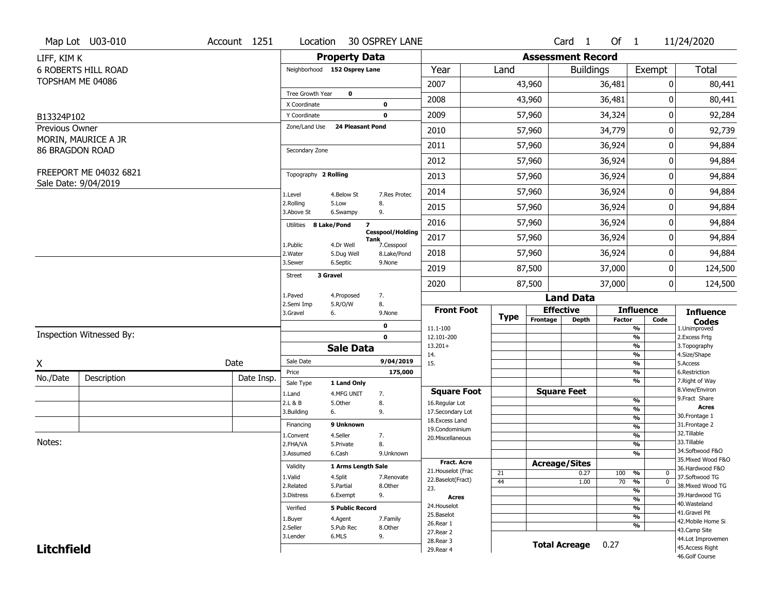Map Lot U03-010 | Account 1251 | Location 30 OSPREY LANE | Card 1 Of 1 | 11/24/2020

LIFF, KIM K
6 ROBERTS HILL ROAD
TOPSHAM ME 04086

B13324P102

Previous Owner
MORIN, MAURICE A JR
86 BRAGDON ROAD

FREEPORT ME 04032 6821
Sale Date: 9/04/2019

## Property Data

| Field | Value |
|---|---|
| Neighborhood | 152 Osprey Lane |
| Tree Growth Year | 0 |
| X Coordinate | 0 |
| Y Coordinate | 0 |
| Zone/Land Use | 24 Pleasant Pond |
| Secondary Zone | |
| Topography | 2 Rolling |
| Utilities | 8 Lake/Pond; 7 Cesspool/Holding Tank |
| Street | 3 Gravel |
| | 0 |
| | 0 |

Topography codes: 1.Level, 2.Rolling, 3.Above St, 4.Below St, 5.Low, 6.Swampy, 7.Res Protec, 8., 9.

Utilities codes: 1.Public, 2.Water, 3.Sewer, 4.Dr Well, 5.Dug Well, 6.Septic, 7.Cesspool, 8.Lake/Pond, 9.None

Street codes: 1.Paved, 2.Semi Imp, 3.Gravel, 4.Proposed, 5.R/O/W, 6., 7., 8., 9.None

## Sale Data

| Field | Value |
|---|---|
| Sale Date | 9/04/2019 |
| Price | 175,000 |
| Sale Type | 1 Land Only |
| Financing | 9 Unknown |
| Validity | 1 Arms Length Sale |
| Verified | 5 Public Record |

Sale Type codes: 1.Land, 2.L & B, 3.Building, 4.MFG UNIT, 5.Other, 6., 7., 8., 9.

Financing codes: 1.Convent, 2.FHA/VA, 3.Assumed, 4.Seller, 5.Private, 6.Cash, 7., 8., 9.Unknown

Validity codes: 1.Valid, 2.Related, 3.Distress, 4.Split, 5.Partial, 6.Exempt, 7.Renovate, 8.Other, 9.

Verified codes: 1.Buyer, 2.Seller, 3.Lender, 4.Agent, 5.Pub Rec, 6.MLS, 7.Family, 8.Other, 9.

Inspection Witnessed By:

X ______ Date ______

| No./Date | Description | Date Insp. |
|---|---|---|
| | | |
| | | |
| | | |

Notes:

## Assessment Record

| Year | Land | Buildings | Exempt | Total |
|---|---|---|---|---|
| 2007 | 43,960 | 36,481 | 0 | 80,441 |
| 2008 | 43,960 | 36,481 | 0 | 80,441 |
| 2009 | 57,960 | 34,324 | 0 | 92,284 |
| 2010 | 57,960 | 34,779 | 0 | 92,739 |
| 2011 | 57,960 | 36,924 | 0 | 94,884 |
| 2012 | 57,960 | 36,924 | 0 | 94,884 |
| 2013 | 57,960 | 36,924 | 0 | 94,884 |
| 2014 | 57,960 | 36,924 | 0 | 94,884 |
| 2015 | 57,960 | 36,924 | 0 | 94,884 |
| 2016 | 57,960 | 36,924 | 0 | 94,884 |
| 2017 | 57,960 | 36,924 | 0 | 94,884 |
| 2018 | 57,960 | 36,924 | 0 | 94,884 |
| 2019 | 87,500 | 37,000 | 0 | 124,500 |
| 2020 | 87,500 | 37,000 | 0 | 124,500 |

## Land Data

| Front Foot | Type | Effective Frontage | Effective Depth | Influence Factor | Influence Code |
|---|---|---|---|---|---|
| 11.1-100 | | | | % | |
| 12.101-200 | | | | % | |
| 13.201+ | | | | % | |
| 14. | | | | % | |
| 15. | | | | % | |

| Square Foot | Square Feet | Influence Factor | Influence Code |
|---|---|---|---|
| 16.Regular Lot | | % | |
| 17.Secondary Lot | | % | |
| 18.Excess Land | | % | |
| 19.Condominium | | % | |
| 20.Miscellaneous | | % | |

| Fract. Acre / Acres | Type | Acreage/Sites | Influence Factor | Influence Code |
|---|---|---|---|---|
| 21.Houselot (Frac | 21 | 0.27 | 100 % | 0 |
| 22.Baselot(Fract) | 44 | 1.00 | 70 % | 0 |
| 23. | | | % | |
| 24.Houselot | | | % | |
| 25.Baselot | | | % | |
| 26.Rear 1 | | | % | |
| 27.Rear 2 | | | % | |
| 28.Rear 3 | | | | |
| 29.Rear 4 | | | | |

**Total Acreage** 0.27

Influence Codes: 1.Unimproved, 2.Excess Frtg, 3.Topography, 4.Size/Shape, 5.Access, 6.Restriction, 7.Right of Way, 8.View/Environ, 9.Fract Share

Acres: 30.Frontage 1, 31.Frontage 2, 32.Tillable, 33.Tillable, 34.Softwood F&O, 35.Mixed Wood F&O, 36.Hardwood F&O, 37.Softwood TG, 38.Mixed Wood TG, 39.Hardwood TG, 40.Wasteland, 41.Gravel Pit, 42.Mobile Home Si, 43.Camp Site, 44.Lot Improvemen, 45.Access Right, 46.Golf Course

**Litchfield**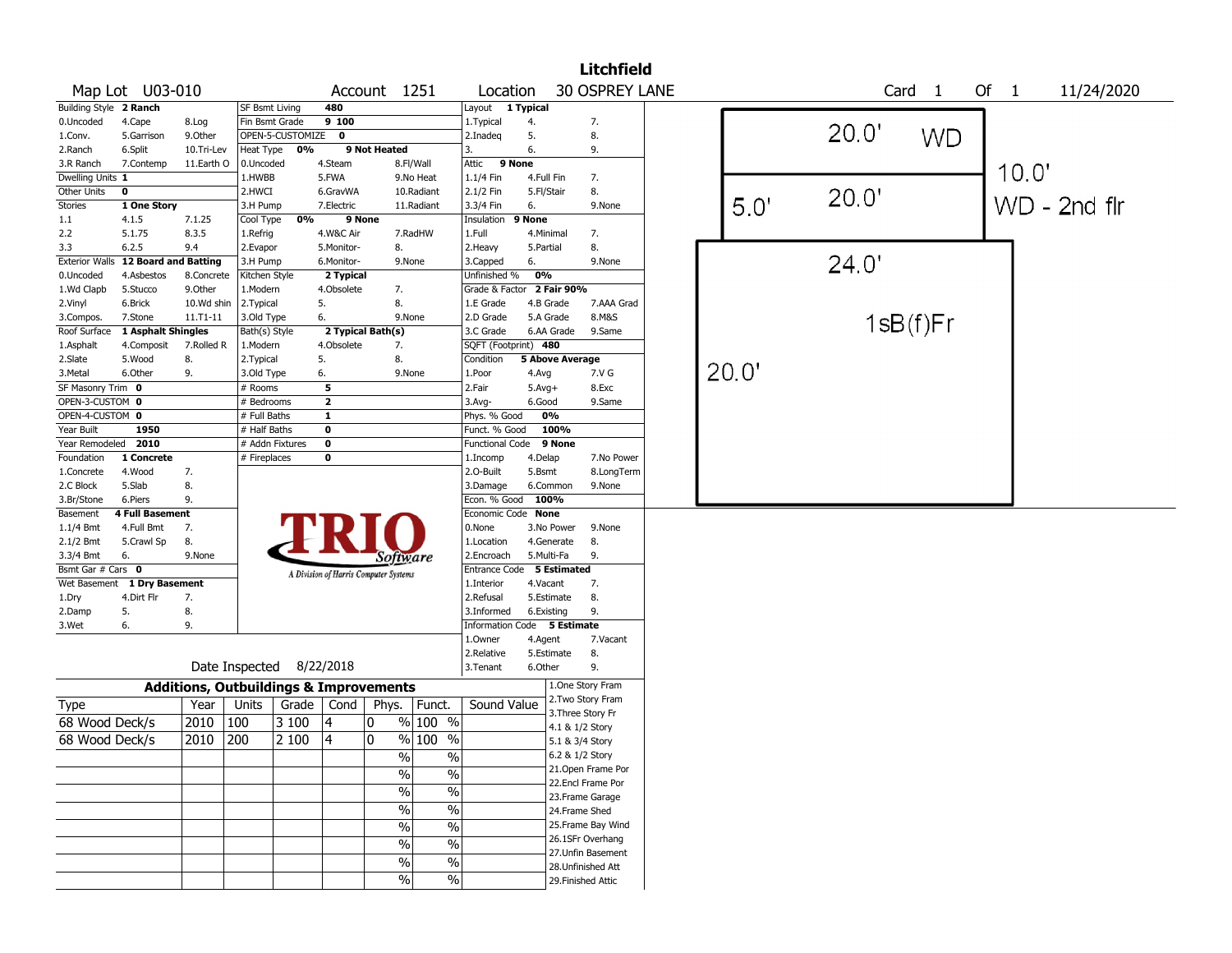# Litchfield

Map Lot U03-010 | Account 1251 | Location 30 OSPREY LANE | Card 1 Of 1 | 11/24/2020

| | | | | | | | | | | |
|---|---|---|---|---|---|---|---|---|---|---|
| Building Style | 2 Ranch | | SF Bsmt Living | 480 | | | Layout | 1 Typical | | |
| 0.Uncoded | 4.Cape | 8.Log | Fin Bsmt Grade | 9 100 | | | 1.Typical | 4. | 7. | |
| 1.Conv. | 5.Garrison | 9.Other | OPEN-5-CUSTOMIZE | 0 | | | 2.Inadeq | 5. | 8. | |
| 2.Ranch | 6.Split | 10.Tri-Lev | Heat Type | 0% | 9 Not Heated | | 3. | 6. | 9. | |
| 3.R Ranch | 7.Contemp | 11.Earth O | 0.Uncoded | 4.Steam | 8.Fl/Wall | | Attic | 9 None | | |
| Dwelling Units | 1 | | 1.HWBB | 5.FWA | 9.No Heat | | 1.1/4 Fin | 4.Full Fin | 7. | |
| Other Units | 0 | | 2.HWCI | 6.GravWA | 10.Radiant | | 2.1/2 Fin | 5.Fl/Stair | 8. | |
| Stories | 1 One Story | | 3.H Pump | 7.Electric | 11.Radiant | | 3.3/4 Fin | 6. | 9.None | |
| 1.1 | 4.1.5 | 7.1.25 | Cool Type | 0% | 9 None | | Insulation | 9 None | | |
| 2.2 | 5.1.75 | 8.3.5 | 1.Refrig | 4.W&C Air | 7.RadHW | | 1.Full | 4.Minimal | 7. | |
| 3.3 | 6.2.5 | 9.4 | 2.Evapor | 5.Monitor- | 8. | | 2.Heavy | 5.Partial | 8. | |
| Exterior Walls | 12 Board and Batting | | 3.H Pump | 6.Monitor- | 9.None | | 3.Capped | 6. | 9.None | |
| 0.Uncoded | 4.Asbestos | 8.Concrete | Kitchen Style | 2 Typical | | | Unfinished % | 0% | | |
| 1.Wd Clapb | 5.Stucco | 9.Other | 1.Modern | 4.Obsolete | 7. | | Grade & Factor | 2 Fair 90% | | |
| 2.Vinyl | 6.Brick | 10.Wd shin | 2.Typical | 5. | 8. | | 1.E Grade | 4.B Grade | 7.AAA Grad | |
| 3.Compos. | 7.Stone | 11.T1-11 | 3.Old Type | 6. | 9.None | | 2.D Grade | 5.A Grade | 8.M&S | |
| Roof Surface | 1 Asphalt Shingles | | Bath(s) Style | 2 Typical Bath(s) | | | 3.C Grade | 6.AA Grade | 9.Same | |
| 1.Asphalt | 4.Composit | 7.Rolled R | 1.Modern | 4.Obsolete | 7. | | SQFT (Footprint) | 480 | | |
| 2.Slate | 5.Wood | 8. | 2.Typical | 5. | 8. | | Condition | 5 Above Average | | |
| 3.Metal | 6.Other | 9. | 3.Old Type | 6. | 9.None | | 1.Poor | 4.Avg | 7.V G | |
| SF Masonry Trim | 0 | | # Rooms | 5 | | | 2.Fair | 5.Avg+ | 8.Exc | |
| OPEN-3-CUSTOM | 0 | | # Bedrooms | 2 | | | 3.Avg- | 6.Good | 9.Same | |
| OPEN-4-CUSTOM | 0 | | # Full Baths | 1 | | | Phys. % Good | 0% | | |
| Year Built | 1950 | | # Half Baths | 0 | | | Funct. % Good | 100% | | |
| Year Remodeled | 2010 | | # Addn Fixtures | 0 | | | Functional Code | 9 None | | |
| Foundation | 1 Concrete | | # Fireplaces | 0 | | | 1.Incomp | 4.Delap | 7.No Power | |
| 1.Concrete | 4.Wood | 7. | | | | | 2.O-Built | 5.Bsmt | 8.LongTerm | |
| 2.C Block | 5.Slab | 8. | | | | | 3.Damage | 6.Common | 9.None | |
| 3.Br/Stone | 6.Piers | 9. | | | | | Econ. % Good | 100% | | |
| Basement | 4 Full Basement | | | | | | Economic Code | None | | |
| 1.1/4 Bmt | 4.Full Bmt | 7. | | | | | 0.None | 3.No Power | 9.None | |
| 2.1/2 Bmt | 5.Crawl Sp | 8. | | | | | 1.Location | 4.Generate | 8. | |
| 3.3/4 Bmt | 6. | 9.None | | | | | 2.Encroach | 5.Multi-Fa | 9. | |
| Bsmt Gar # Cars | 0 | | | | | | Entrance Code | 5 Estimated | | |
| Wet Basement | 1 Dry Basement | | | | | | 1.Interior | 4.Vacant | 7. | |
| 1.Dry | 4.Dirt Flr | 7. | | | | | 2.Refusal | 5.Estimate | 8. | |
| 2.Damp | 5. | 8. | | | | | 3.Informed | 6.Existing | 9. | |
| 3.Wet | 6. | 9. | | | | | Information Code | 5 Estimate | | |
| | | | | | | | 1.Owner | 4.Agent | 7.Vacant | |
| | | | | | | | 2.Relative | 5.Estimate | 8. | |
| | Date Inspected | 8/22/2018 | | | | | 3.Tenant | 6.Other | 9. | |

TRIO Software — A Division of Harris Computer Systems

## Additions, Outbuildings & Improvements

| Type | Year | Units | Grade | Cond | Phys. | Funct. | Sound Value |
|---|---|---|---|---|---|---|---|
| 68 Wood Deck/s | 2010 | 100 | 3 100 | 4 | 0 % | 100 % | |
| 68 Wood Deck/s | 2010 | 200 | 2 100 | 4 | 0 % | 100 % | |
| | | | | | % | % | |
| | | | | | % | % | |
| | | | | | % | % | |
| | | | | | % | % | |
| | | | | | % | % | |
| | | | | | % | % | |
| | | | | | % | % | |
| | | | | | % | % | |

1.One Story Fram
2.Two Story Fram
3.Three Story Fr
4.1 & 1/2 Story
5.1 & 3/4 Story
6.2 & 1/2 Story
21.Open Frame Por
22.Encl Frame Por
23.Frame Garage
24.Frame Shed
25.Frame Bay Wind
26.1SFr Overhang
27.Unfin Basement
28.Unfinished Att
29.Finished Attic

20.0'
WD
5.0'
20.0'
10.0'
WD - 2nd flr
24.0'
1sB(f)Fr
20.0'